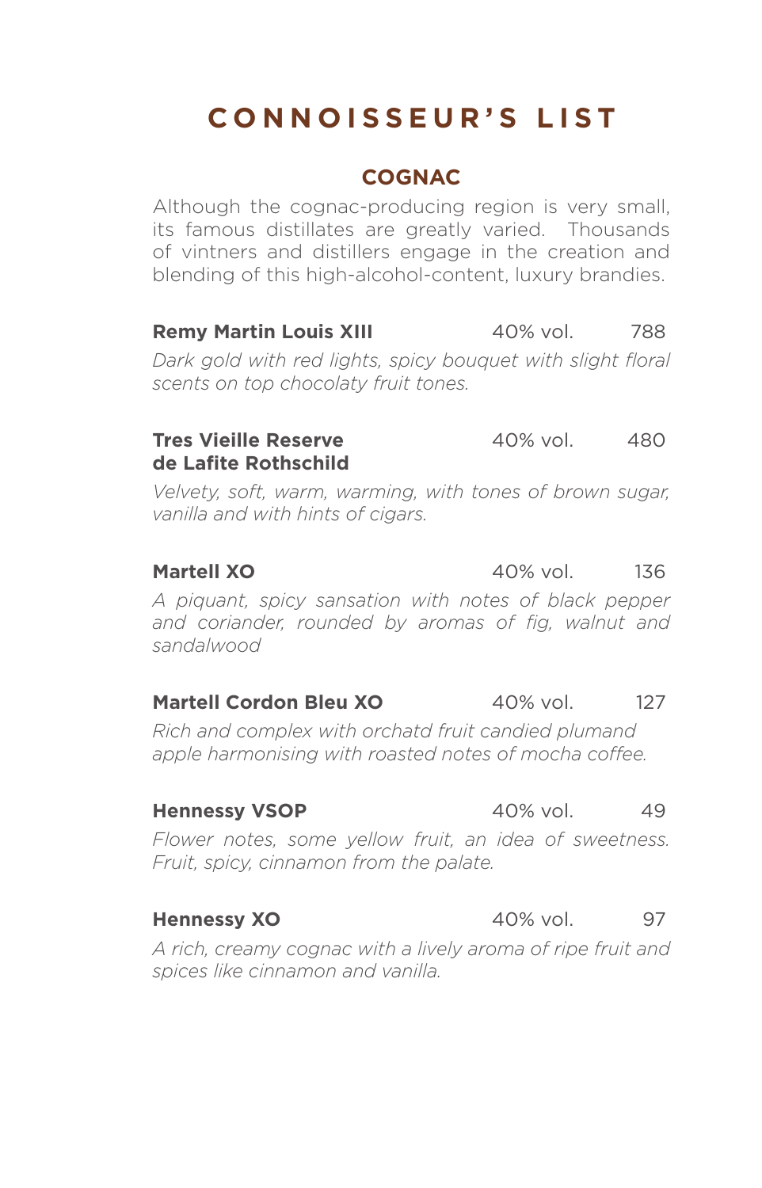# CONNOISSEUR'S LIST

## COGNAC

Although the cognac-producing region is very small, its famous distillates are greatly varied. Thousands of vintners and distillers engage in the creation and blending of this high-alcohol-content, luxury brandies.

**Remy Martin Louis XIII** 40% vol. 788

*Dark gold with red lights, spicy bouquet with slight floral scents on top chocolaty fruit tones.*

**Tres Vieille Reserve de Lafite Rothschild** 40% vol. 480

*Velvety, soft, warm, warming, with tones of brown sugar, vanilla and with hints of cigars.*

**Martell XO** 40% vol. 136

*A piquant, spicy sansation with notes of black pepper and coriander, rounded by aromas of fig, walnut and sandalwood*

**Martell Cordon Bleu XO** 40% vol. 127

*Rich and complex with orchatd fruit candied plumand apple harmonising with roasted notes of mocha coffee.*

**Hennessy VSOP** 40% vol. 49

*Flower notes, some yellow fruit, an idea of sweetness. Fruit, spicy, cinnamon from the palate.*

**Hennessy XO** 40% vol. 97

*A rich, creamy cognac with a lively aroma of ripe fruit and spices like cinnamon and vanilla.*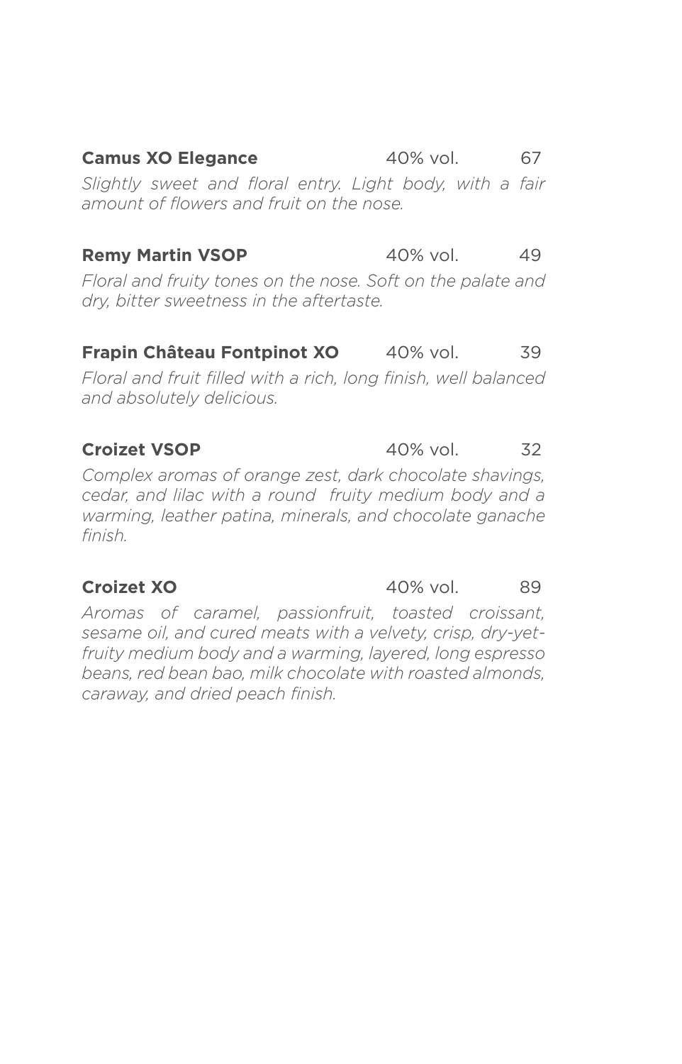**Camus XO Elegance** 40% vol. 67

*Slightly sweet and floral entry. Light body, with a fair amount of flowers and fruit on the nose.*

**Remy Martin VSOP** 40% vol. 49

*Floral and fruity tones on the nose. Soft on the palate and dry, bitter sweetness in the aftertaste.*

**Frapin Château Fontpinot XO** 40% vol. 39

*Floral and fruit filled with a rich, long finish, well balanced and absolutely delicious.*

**Croizet VSOP** 40% vol. 32

*Complex aromas of orange zest, dark chocolate shavings, cedar, and lilac with a round fruity medium body and a warming, leather patina, minerals, and chocolate ganache finish.*

**Croizet XO** 40% vol. 89

*Aromas of caramel, passionfruit, toasted croissant, sesame oil, and cured meats with a velvety, crisp, dry-yet-fruity medium body and a warming, layered, long espresso beans, red bean bao, milk chocolate with roasted almonds, caraway, and dried peach finish.*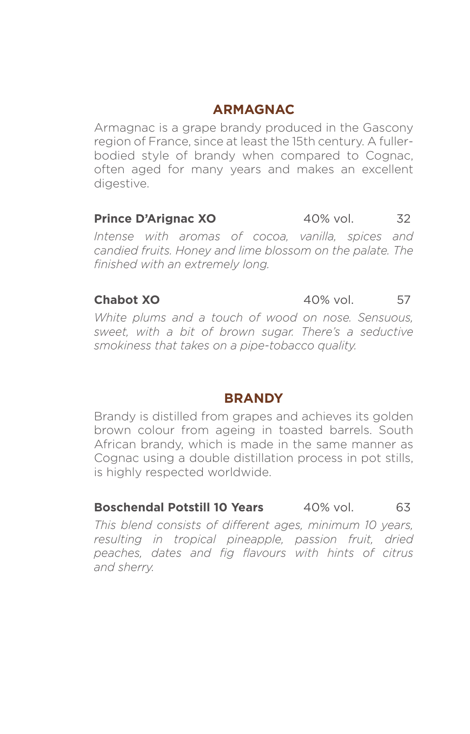## ARMAGNAC

Armagnac is a grape brandy produced in the Gascony region of France, since at least the 15th century. A fuller-bodied style of brandy when compared to Cognac, often aged for many years and makes an excellent digestive.

**Prince D'Arignac XO** 40% vol. 32

*Intense with aromas of cocoa, vanilla, spices and candied fruits. Honey and lime blossom on the palate. The finished with an extremely long.*

**Chabot XO** 40% vol. 57

*White plums and a touch of wood on nose. Sensuous, sweet, with a bit of brown sugar. There's a seductive smokiness that takes on a pipe-tobacco quality.*

## BRANDY

Brandy is distilled from grapes and achieves its golden brown colour from ageing in toasted barrels. South African brandy, which is made in the same manner as Cognac using a double distillation process in pot stills, is highly respected worldwide.

**Boschendal Potstill 10 Years** 40% vol. 63

*This blend consists of different ages, minimum 10 years, resulting in tropical pineapple, passion fruit, dried peaches, dates and fig flavours with hints of citrus and sherry.*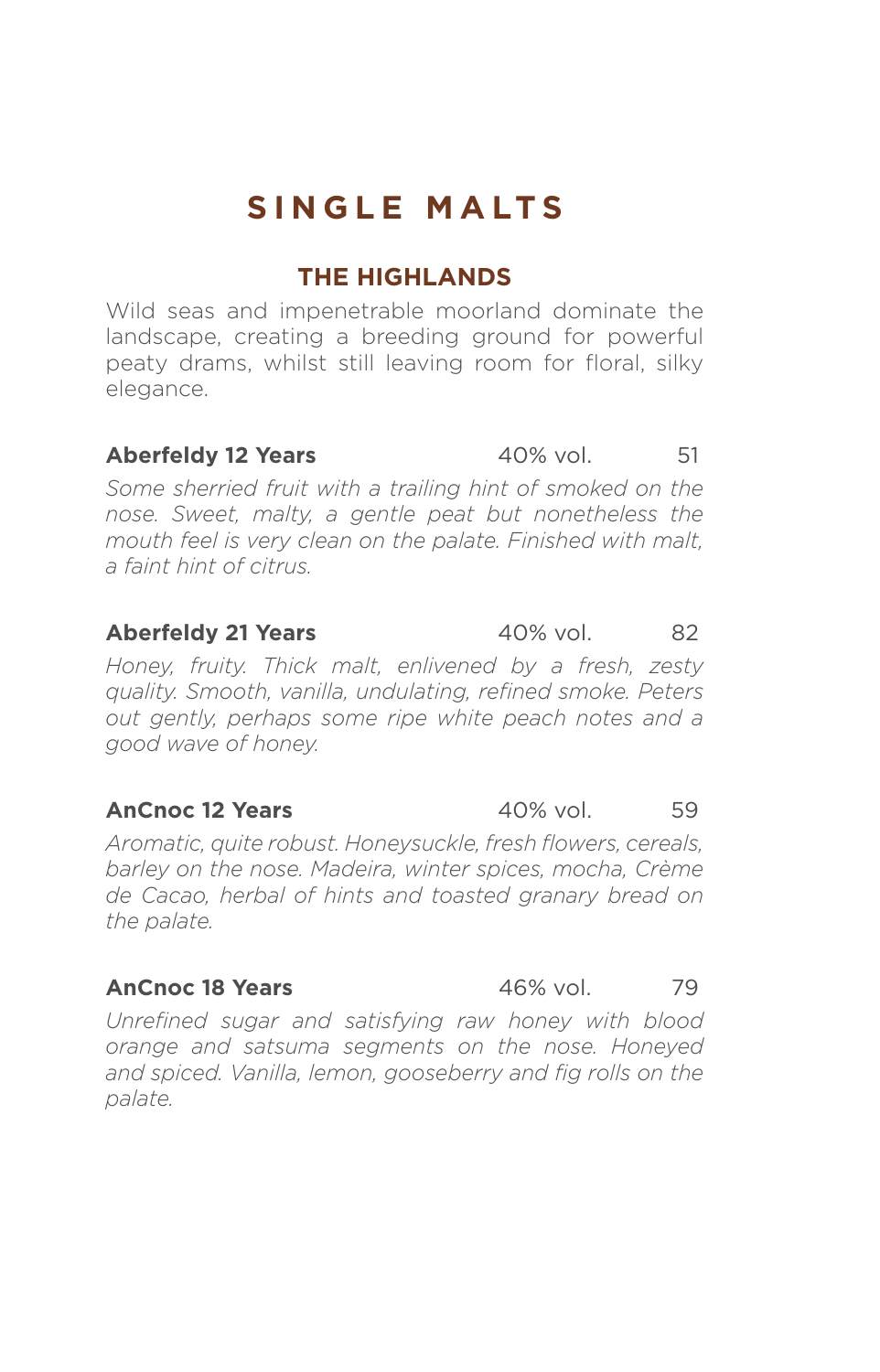# SINGLE MALTS

## THE HIGHLANDS

Wild seas and impenetrable moorland dominate the landscape, creating a breeding ground for powerful peaty drams, whilst still leaving room for floral, silky elegance.

**Aberfeldy 12 Years** 40% vol. 51

*Some sherried fruit with a trailing hint of smoked on the nose. Sweet, malty, a gentle peat but nonetheless the mouth feel is very clean on the palate. Finished with malt, a faint hint of citrus.*

**Aberfeldy 21 Years** 40% vol. 82

*Honey, fruity. Thick malt, enlivened by a fresh, zesty quality. Smooth, vanilla, undulating, refined smoke. Peters out gently, perhaps some ripe white peach notes and a good wave of honey.*

**AnCnoc 12 Years** 40% vol. 59

*Aromatic, quite robust. Honeysuckle, fresh flowers, cereals, barley on the nose. Madeira, winter spices, mocha, Crème de Cacao, herbal of hints and toasted granary bread on the palate.*

**AnCnoc 18 Years** 46% vol. 79

*Unrefined sugar and satisfying raw honey with blood orange and satsuma segments on the nose. Honeyed and spiced. Vanilla, lemon, gooseberry and fig rolls on the palate.*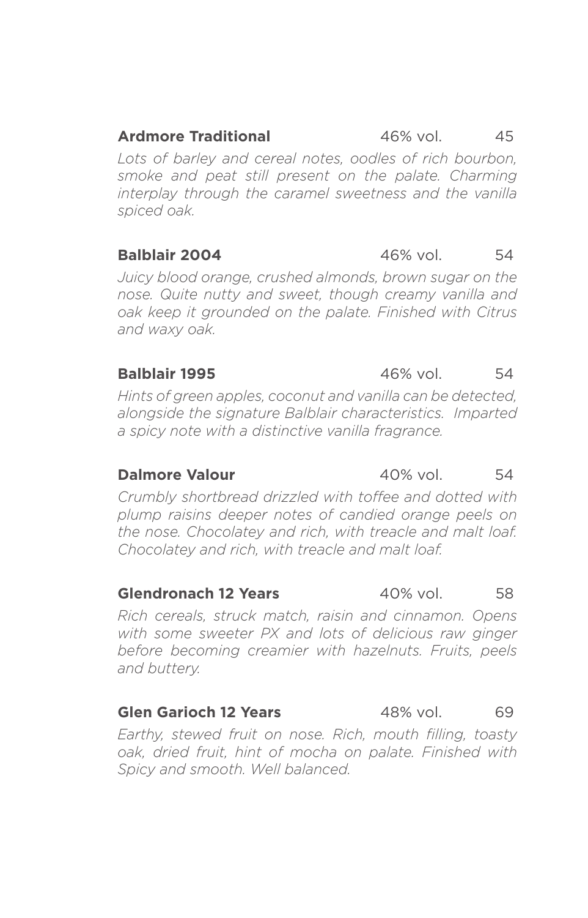**Ardmore Traditional** 46% vol. 45

*Lots of barley and cereal notes, oodles of rich bourbon, smoke and peat still present on the palate. Charming interplay through the caramel sweetness and the vanilla spiced oak.*

**Balblair 2004** 46% vol. 54

*Juicy blood orange, crushed almonds, brown sugar on the nose. Quite nutty and sweet, though creamy vanilla and oak keep it grounded on the palate. Finished with Citrus and waxy oak.*

**Balblair 1995** 46% vol. 54

*Hints of green apples, coconut and vanilla can be detected, alongside the signature Balblair characteristics. Imparted a spicy note with a distinctive vanilla fragrance.*

**Dalmore Valour** 40% vol. 54

*Crumbly shortbread drizzled with toffee and dotted with plump raisins deeper notes of candied orange peels on the nose. Chocolatey and rich, with treacle and malt loaf. Chocolatey and rich, with treacle and malt loaf.*

**Glendronach 12 Years** 40% vol. 58

*Rich cereals, struck match, raisin and cinnamon. Opens with some sweeter PX and lots of delicious raw ginger before becoming creamier with hazelnuts. Fruits, peels and buttery.*

**Glen Garioch 12 Years** 48% vol. 69

*Earthy, stewed fruit on nose. Rich, mouth filling, toasty oak, dried fruit, hint of mocha on palate. Finished with Spicy and smooth. Well balanced.*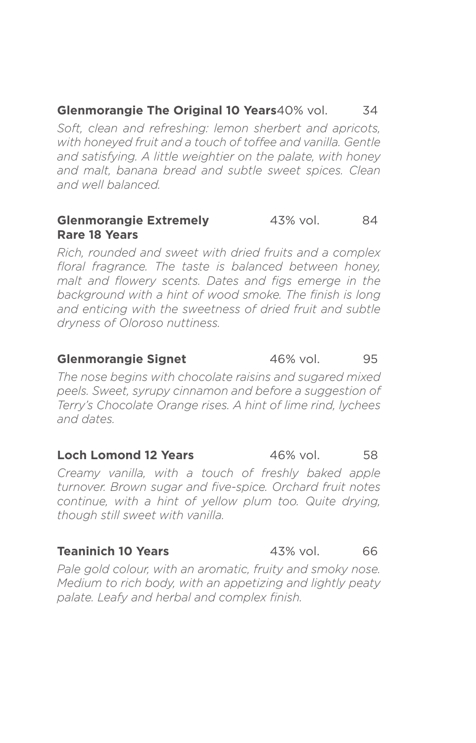**Glenmorangie The Original 10 Years** 40% vol. 34

*Soft, clean and refreshing: lemon sherbert and apricots, with honeyed fruit and a touch of toffee and vanilla. Gentle and satisfying. A little weightier on the palate, with honey and malt, banana bread and subtle sweet spices. Clean and well balanced.*

**Glenmorangie Extremely Rare 18 Years** 43% vol. 84

*Rich, rounded and sweet with dried fruits and a complex floral fragrance. The taste is balanced between honey, malt and flowery scents. Dates and figs emerge in the background with a hint of wood smoke. The finish is long and enticing with the sweetness of dried fruit and subtle dryness of Oloroso nuttiness.*

**Glenmorangie Signet** 46% vol. 95

*The nose begins with chocolate raisins and sugared mixed peels. Sweet, syrupy cinnamon and before a suggestion of Terry's Chocolate Orange rises. A hint of lime rind, lychees and dates.*

**Loch Lomond 12 Years** 46% vol. 58

*Creamy vanilla, with a touch of freshly baked apple turnover. Brown sugar and five-spice. Orchard fruit notes continue, with a hint of yellow plum too. Quite drying, though still sweet with vanilla.*

**Teaninich 10 Years** 43% vol. 66

*Pale gold colour, with an aromatic, fruity and smoky nose. Medium to rich body, with an appetizing and lightly peaty palate. Leafy and herbal and complex finish.*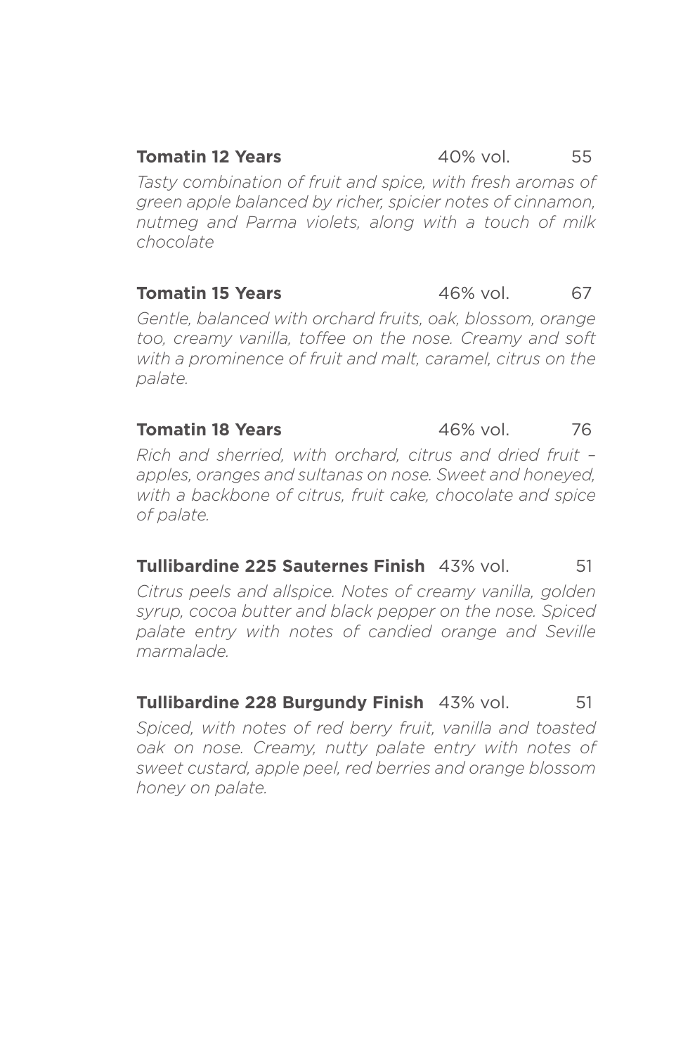**Tomatin 12 Years** 40% vol. 55

*Tasty combination of fruit and spice, with fresh aromas of green apple balanced by richer, spicier notes of cinnamon, nutmeg and Parma violets, along with a touch of milk chocolate*

**Tomatin 15 Years** 46% vol. 67

*Gentle, balanced with orchard fruits, oak, blossom, orange too, creamy vanilla, toffee on the nose. Creamy and soft with a prominence of fruit and malt, caramel, citrus on the palate.*

**Tomatin 18 Years** 46% vol. 76

*Rich and sherried, with orchard, citrus and dried fruit – apples, oranges and sultanas on nose. Sweet and honeyed, with a backbone of citrus, fruit cake, chocolate and spice of palate.*

**Tullibardine 225 Sauternes Finish** 43% vol. 51

*Citrus peels and allspice. Notes of creamy vanilla, golden syrup, cocoa butter and black pepper on the nose. Spiced palate entry with notes of candied orange and Seville marmalade.*

**Tullibardine 228 Burgundy Finish** 43% vol. 51

*Spiced, with notes of red berry fruit, vanilla and toasted oak on nose. Creamy, nutty palate entry with notes of sweet custard, apple peel, red berries and orange blossom honey on palate.*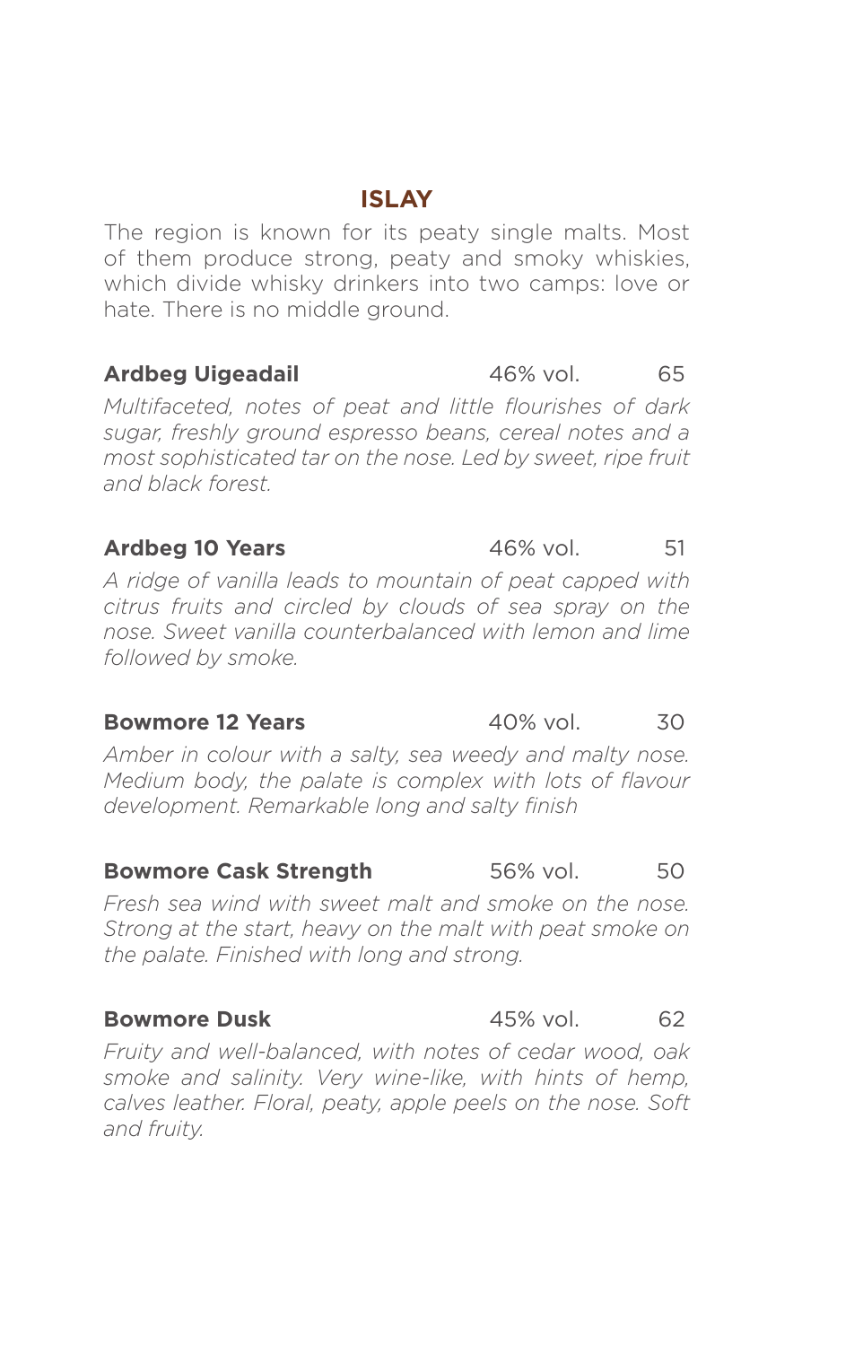## ISLAY

The region is known for its peaty single malts. Most of them produce strong, peaty and smoky whiskies, which divide whisky drinkers into two camps: love or hate. There is no middle ground.

**Ardbeg Uigeadail** 46% vol. 65

*Multifaceted, notes of peat and little flourishes of dark sugar, freshly ground espresso beans, cereal notes and a most sophisticated tar on the nose. Led by sweet, ripe fruit and black forest.*

**Ardbeg 10 Years** 46% vol. 51

*A ridge of vanilla leads to mountain of peat capped with citrus fruits and circled by clouds of sea spray on the nose. Sweet vanilla counterbalanced with lemon and lime followed by smoke.*

**Bowmore 12 Years** 40% vol. 30

*Amber in colour with a salty, sea weedy and malty nose. Medium body, the palate is complex with lots of flavour development. Remarkable long and salty finish*

**Bowmore Cask Strength** 56% vol. 50

*Fresh sea wind with sweet malt and smoke on the nose. Strong at the start, heavy on the malt with peat smoke on the palate. Finished with long and strong.*

**Bowmore Dusk** 45% vol. 62

*Fruity and well-balanced, with notes of cedar wood, oak smoke and salinity. Very wine-like, with hints of hemp, calves leather. Floral, peaty, apple peels on the nose. Soft and fruity.*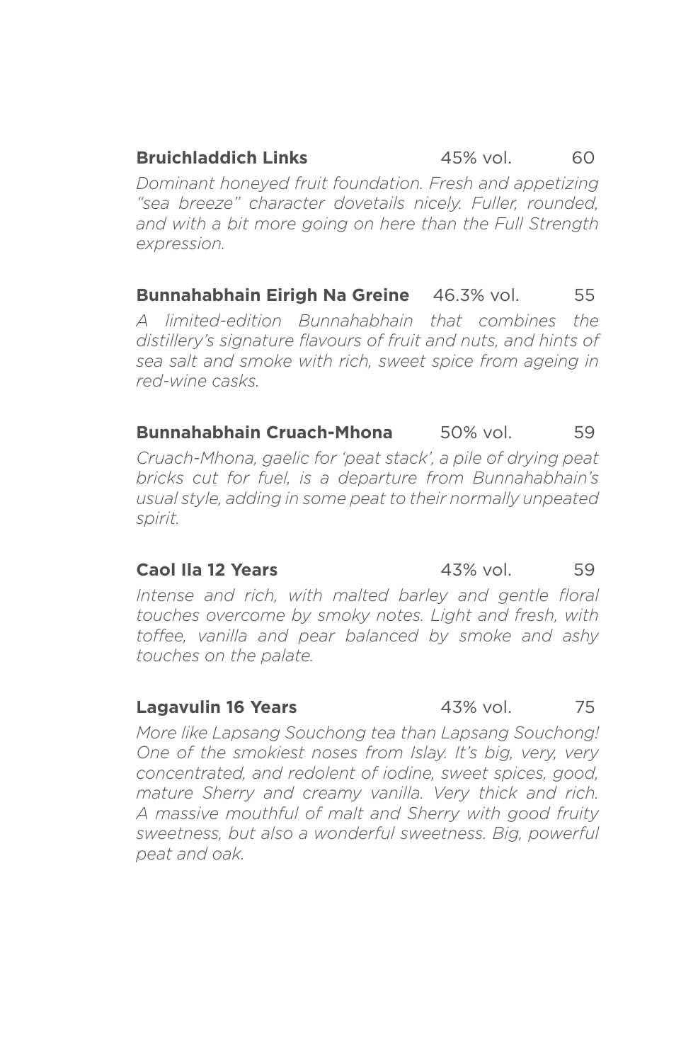**Bruichladdich Links** 45% vol. 60

*Dominant honeyed fruit foundation. Fresh and appetizing "sea breeze" character dovetails nicely. Fuller, rounded, and with a bit more going on here than the Full Strength expression.*

**Bunnahabhain Eirigh Na Greine** 46.3% vol. 55

*A limited-edition Bunnahabhain that combines the distillery's signature flavours of fruit and nuts, and hints of sea salt and smoke with rich, sweet spice from ageing in red-wine casks.*

**Bunnahabhain Cruach-Mhona** 50% vol. 59

*Cruach-Mhona, gaelic for 'peat stack', a pile of drying peat bricks cut for fuel, is a departure from Bunnahabhain's usual style, adding in some peat to their normally unpeated spirit.*

**Caol Ila 12 Years** 43% vol. 59

*Intense and rich, with malted barley and gentle floral touches overcome by smoky notes. Light and fresh, with toffee, vanilla and pear balanced by smoke and ashy touches on the palate.*

**Lagavulin 16 Years** 43% vol. 75

*More like Lapsang Souchong tea than Lapsang Souchong! One of the smokiest noses from Islay. It's big, very, very concentrated, and redolent of iodine, sweet spices, good, mature Sherry and creamy vanilla. Very thick and rich. A massive mouthful of malt and Sherry with good fruity sweetness, but also a wonderful sweetness. Big, powerful peat and oak.*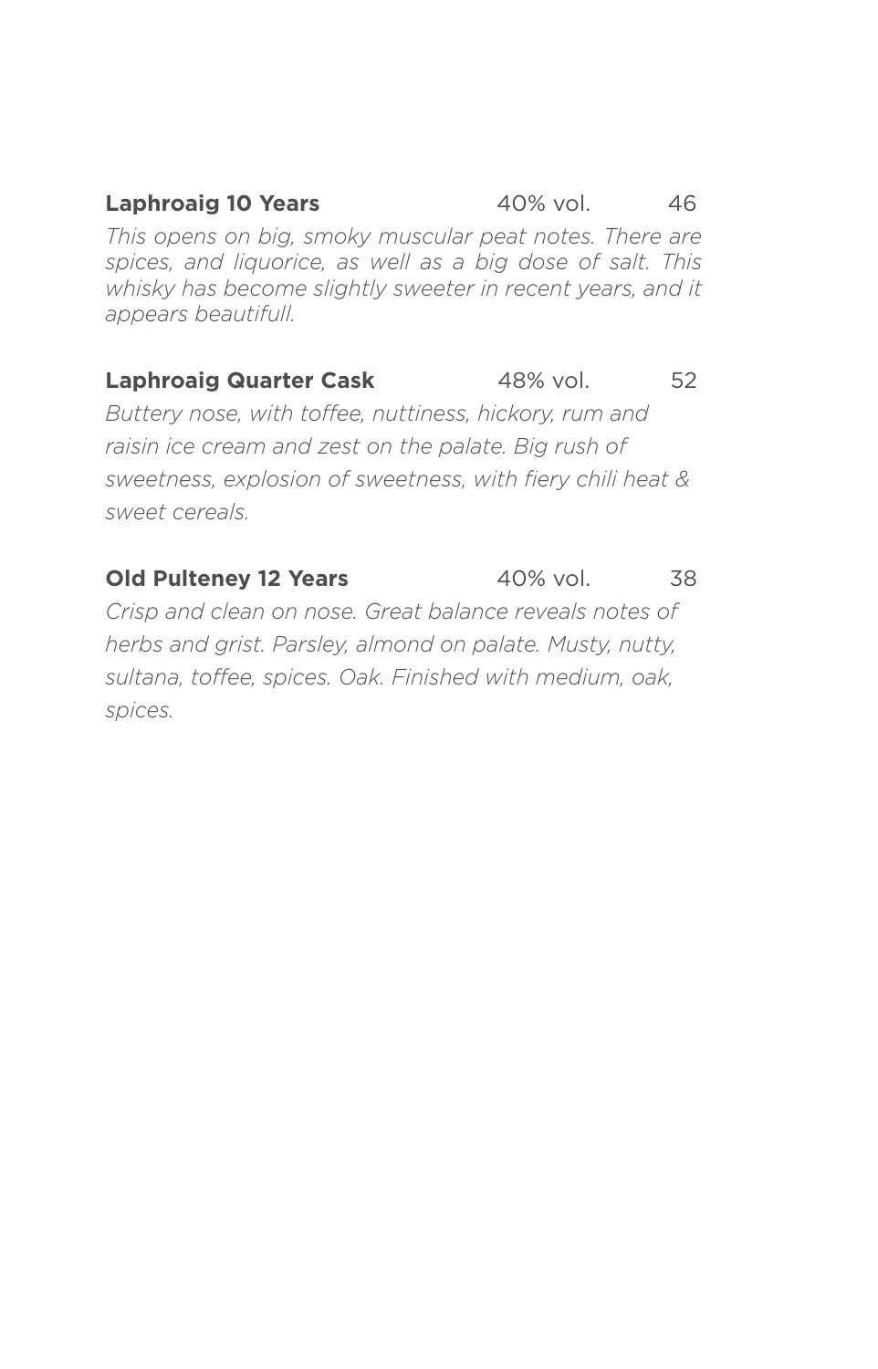**Laphroaig 10 Years** 40% vol. 46

*This opens on big, smoky muscular peat notes. There are spices, and liquorice, as well as a big dose of salt. This whisky has become slightly sweeter in recent years, and it appears beautifull.*

**Laphroaig Quarter Cask** 48% vol. 52

*Buttery nose, with toffee, nuttiness, hickory, rum and raisin ice cream and zest on the palate. Big rush of sweetness, explosion of sweetness, with fiery chili heat & sweet cereals.*

**Old Pulteney 12 Years** 40% vol. 38

*Crisp and clean on nose. Great balance reveals notes of herbs and grist. Parsley, almond on palate. Musty, nutty, sultana, toffee, spices. Oak. Finished with medium, oak, spices.*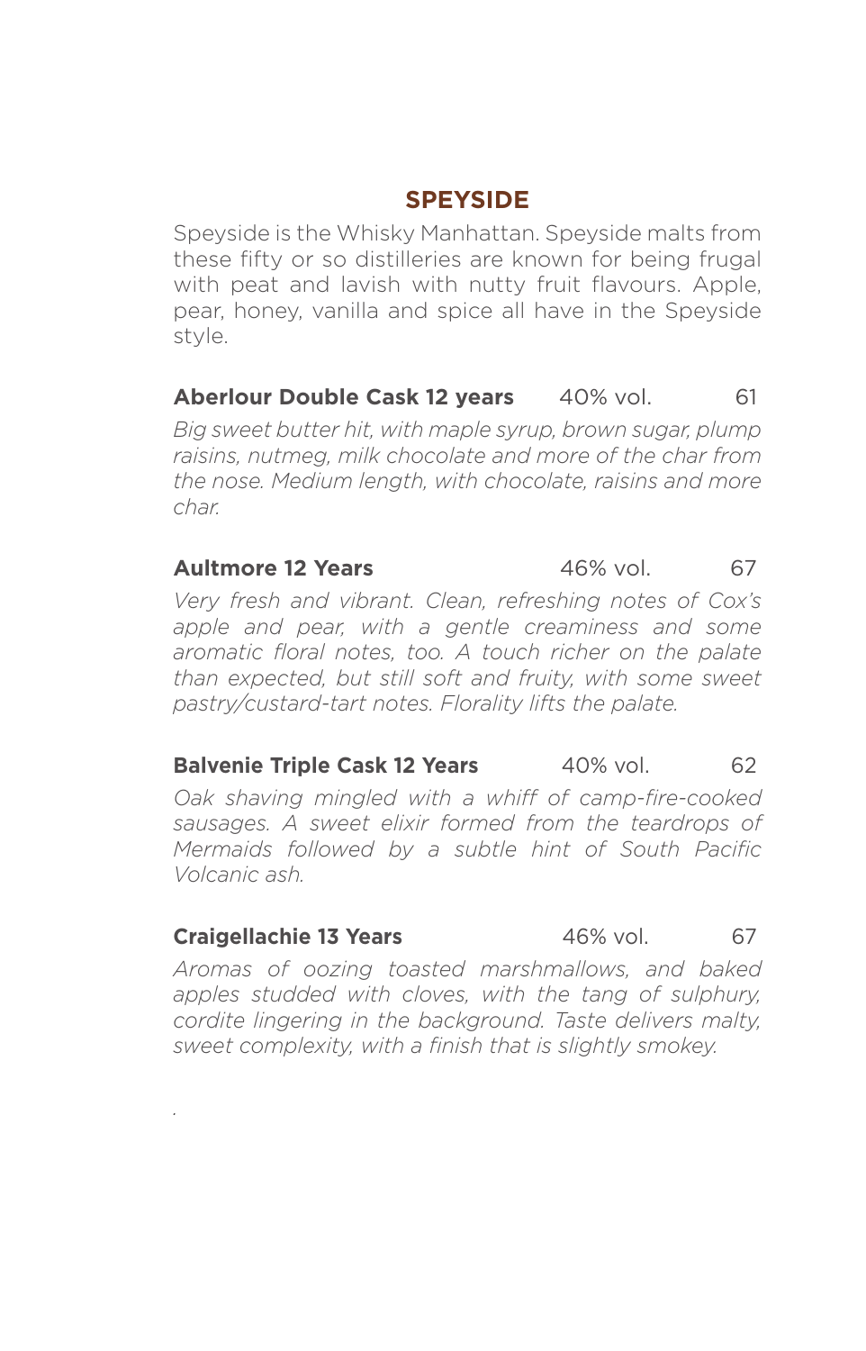## SPEYSIDE

Speyside is the Whisky Manhattan. Speyside malts from these fifty or so distilleries are known for being frugal with peat and lavish with nutty fruit flavours. Apple, pear, honey, vanilla and spice all have in the Speyside style.

**Aberlour Double Cask 12 years** 40% vol. 61

*Big sweet butter hit, with maple syrup, brown sugar, plump raisins, nutmeg, milk chocolate and more of the char from the nose. Medium length, with chocolate, raisins and more char.*

**Aultmore 12 Years** 46% vol. 67

*Very fresh and vibrant. Clean, refreshing notes of Cox's apple and pear, with a gentle creaminess and some aromatic floral notes, too. A touch richer on the palate than expected, but still soft and fruity, with some sweet pastry/custard-tart notes. Florality lifts the palate.*

**Balvenie Triple Cask 12 Years** 40% vol. 62

*Oak shaving mingled with a whiff of camp-fire-cooked sausages. A sweet elixir formed from the teardrops of Mermaids followed by a subtle hint of South Pacific Volcanic ash.*

**Craigellachie 13 Years** 46% vol. 67

*Aromas of oozing toasted marshmallows, and baked apples studded with cloves, with the tang of sulphury, cordite lingering in the background. Taste delivers malty, sweet complexity, with a finish that is slightly smokey.*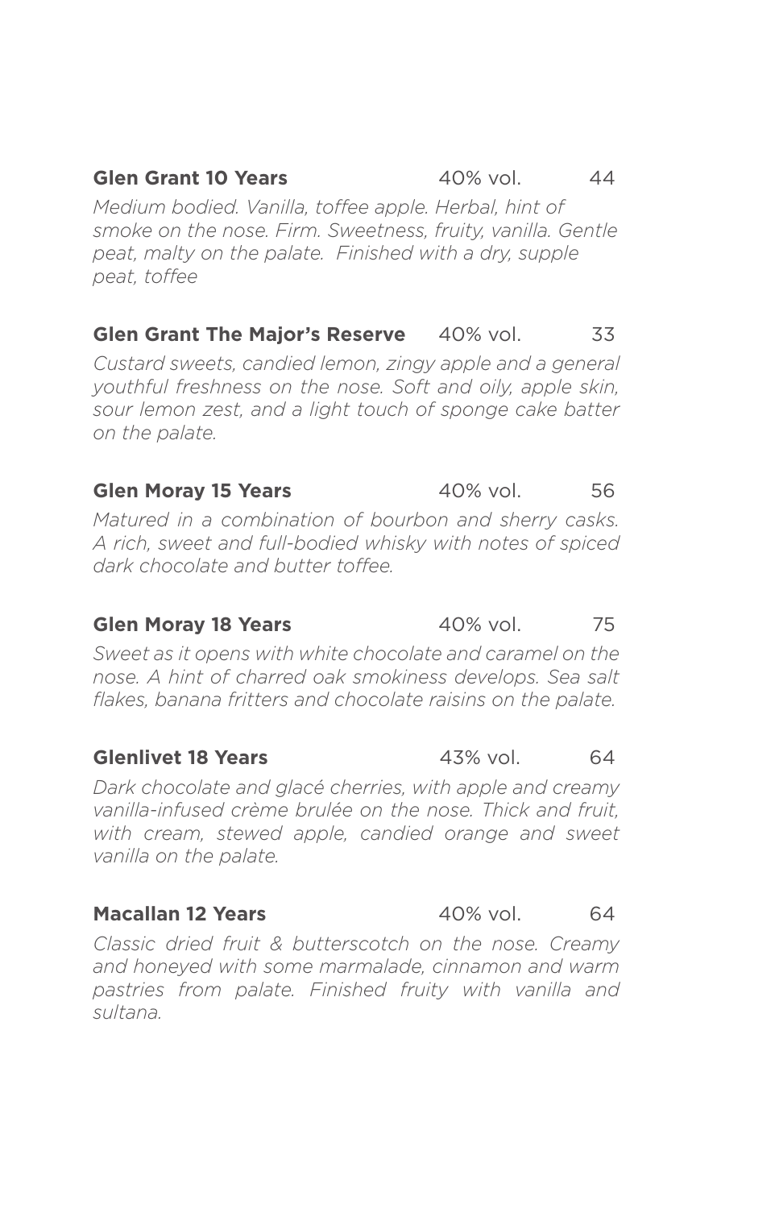**Glen Grant 10 Years** 40% vol. 44

*Medium bodied. Vanilla, toffee apple. Herbal, hint of smoke on the nose. Firm. Sweetness, fruity, vanilla. Gentle peat, malty on the palate. Finished with a dry, supple peat, toffee*

**Glen Grant The Major's Reserve** 40% vol. 33

*Custard sweets, candied lemon, zingy apple and a general youthful freshness on the nose. Soft and oily, apple skin, sour lemon zest, and a light touch of sponge cake batter on the palate.*

**Glen Moray 15 Years** 40% vol. 56

*Matured in a combination of bourbon and sherry casks. A rich, sweet and full-bodied whisky with notes of spiced dark chocolate and butter toffee.*

**Glen Moray 18 Years** 40% vol. 75

*Sweet as it opens with white chocolate and caramel on the nose. A hint of charred oak smokiness develops. Sea salt flakes, banana fritters and chocolate raisins on the palate.*

**Glenlivet 18 Years** 43% vol. 64

*Dark chocolate and glacé cherries, with apple and creamy vanilla-infused crème brulée on the nose. Thick and fruit, with cream, stewed apple, candied orange and sweet vanilla on the palate.*

**Macallan 12 Years** 40% vol. 64

*Classic dried fruit & butterscotch on the nose. Creamy and honeyed with some marmalade, cinnamon and warm pastries from palate. Finished fruity with vanilla and sultana.*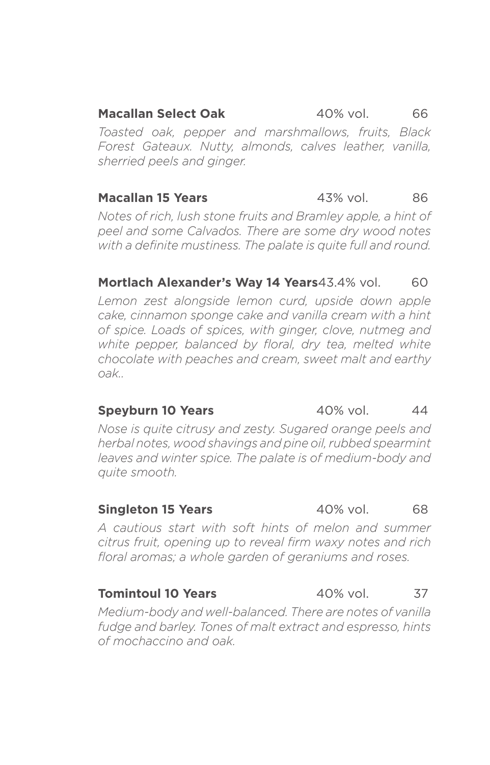**Macallan Select Oak** 40% vol. 66

*Toasted oak, pepper and marshmallows, fruits, Black Forest Gateaux. Nutty, almonds, calves leather, vanilla, sherried peels and ginger.*

**Macallan 15 Years** 43% vol. 86

*Notes of rich, lush stone fruits and Bramley apple, a hint of peel and some Calvados. There are some dry wood notes with a definite mustiness. The palate is quite full and round.*

**Mortlach Alexander's Way 14 Years** 43.4% vol. 60

*Lemon zest alongside lemon curd, upside down apple cake, cinnamon sponge cake and vanilla cream with a hint of spice. Loads of spices, with ginger, clove, nutmeg and white pepper, balanced by floral, dry tea, melted white chocolate with peaches and cream, sweet malt and earthy oak..*

**Speyburn 10 Years** 40% vol. 44

*Nose is quite citrusy and zesty. Sugared orange peels and herbal notes, wood shavings and pine oil, rubbed spearmint leaves and winter spice. The palate is of medium-body and quite smooth.*

**Singleton 15 Years** 40% vol. 68

*A cautious start with soft hints of melon and summer citrus fruit, opening up to reveal firm waxy notes and rich floral aromas; a whole garden of geraniums and roses.*

**Tomintoul 10 Years** 40% vol. 37

*Medium-body and well-balanced. There are notes of vanilla fudge and barley. Tones of malt extract and espresso, hints of mochaccino and oak.*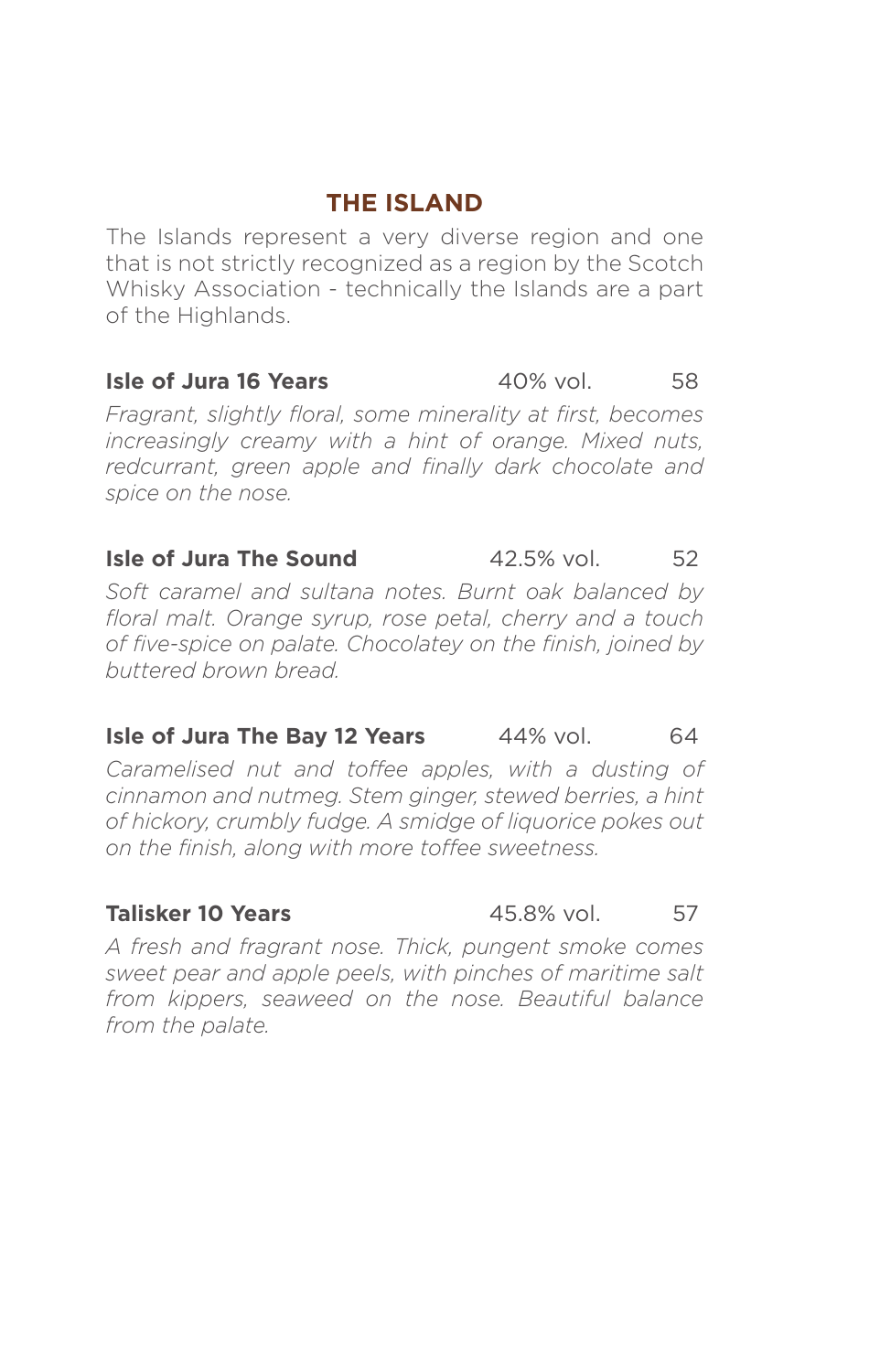## THE ISLAND

The Islands represent a very diverse region and one that is not strictly recognized as a region by the Scotch Whisky Association - technically the Islands are a part of the Highlands.

**Isle of Jura 16 Years** 40% vol. 58

*Fragrant, slightly floral, some minerality at first, becomes increasingly creamy with a hint of orange. Mixed nuts, redcurrant, green apple and finally dark chocolate and spice on the nose.*

**Isle of Jura The Sound** 42.5% vol. 52

*Soft caramel and sultana notes. Burnt oak balanced by floral malt. Orange syrup, rose petal, cherry and a touch of five-spice on palate. Chocolatey on the finish, joined by buttered brown bread.*

**Isle of Jura The Bay 12 Years** 44% vol. 64

*Caramelised nut and toffee apples, with a dusting of cinnamon and nutmeg. Stem ginger, stewed berries, a hint of hickory, crumbly fudge. A smidge of liquorice pokes out on the finish, along with more toffee sweetness.*

**Talisker 10 Years** 45.8% vol. 57

*A fresh and fragrant nose. Thick, pungent smoke comes sweet pear and apple peels, with pinches of maritime salt from kippers, seaweed on the nose. Beautiful balance from the palate.*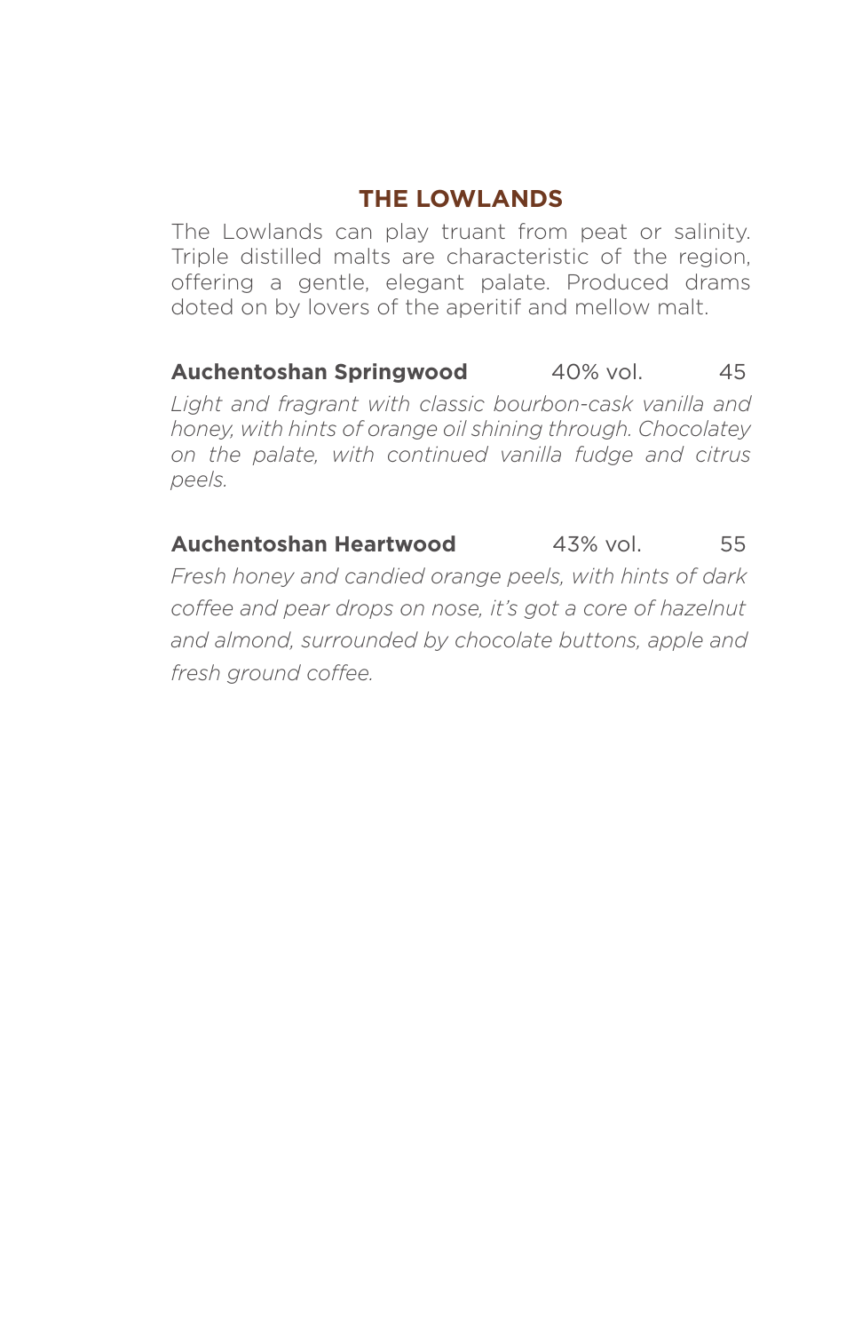## THE LOWLANDS

The Lowlands can play truant from peat or salinity. Triple distilled malts are characteristic of the region, offering a gentle, elegant palate. Produced drams doted on by lovers of the aperitif and mellow malt.

**Auchentoshan Springwood** 40% vol. 45

*Light and fragrant with classic bourbon-cask vanilla and honey, with hints of orange oil shining through. Chocolatey on the palate, with continued vanilla fudge and citrus peels.*

**Auchentoshan Heartwood** 43% vol. 55

*Fresh honey and candied orange peels, with hints of dark coffee and pear drops on nose, it's got a core of hazelnut and almond, surrounded by chocolate buttons, apple and fresh ground coffee.*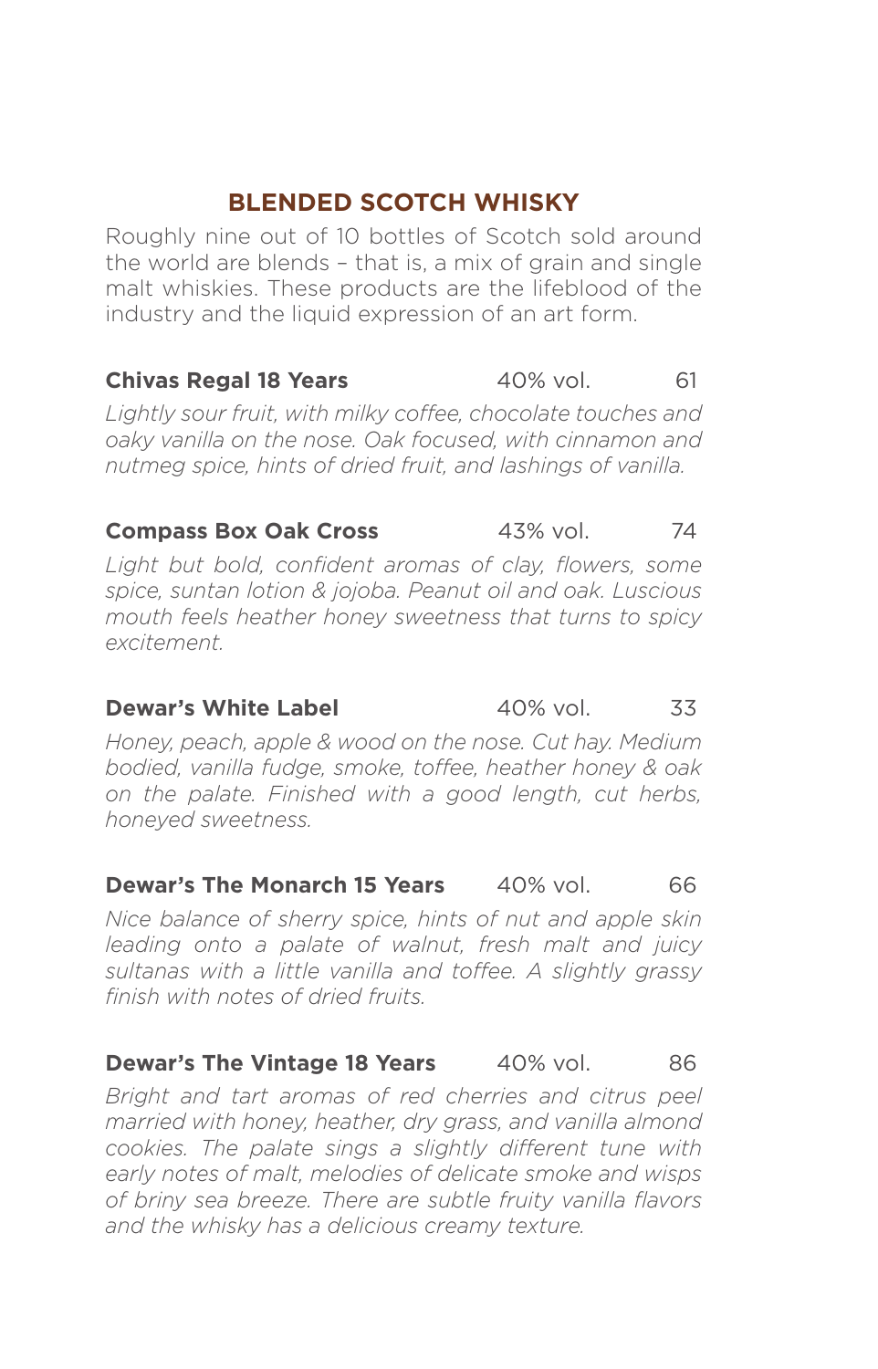## BLENDED SCOTCH WHISKY

Roughly nine out of 10 bottles of Scotch sold around the world are blends – that is, a mix of grain and single malt whiskies. These products are the lifeblood of the industry and the liquid expression of an art form.

**Chivas Regal 18 Years** 40% vol. 61

*Lightly sour fruit, with milky coffee, chocolate touches and oaky vanilla on the nose. Oak focused, with cinnamon and nutmeg spice, hints of dried fruit, and lashings of vanilla.*

**Compass Box Oak Cross** 43% vol. 74

*Light but bold, confident aromas of clay, flowers, some spice, suntan lotion & jojoba. Peanut oil and oak. Luscious mouth feels heather honey sweetness that turns to spicy excitement.*

**Dewar's White Label** 40% vol. 33

*Honey, peach, apple & wood on the nose. Cut hay. Medium bodied, vanilla fudge, smoke, toffee, heather honey & oak on the palate. Finished with a good length, cut herbs, honeyed sweetness.*

**Dewar's The Monarch 15 Years** 40% vol. 66

*Nice balance of sherry spice, hints of nut and apple skin leading onto a palate of walnut, fresh malt and juicy sultanas with a little vanilla and toffee. A slightly grassy finish with notes of dried fruits.*

**Dewar's The Vintage 18 Years** 40% vol. 86

*Bright and tart aromas of red cherries and citrus peel married with honey, heather, dry grass, and vanilla almond cookies. The palate sings a slightly different tune with early notes of malt, melodies of delicate smoke and wisps of briny sea breeze. There are subtle fruity vanilla flavors and the whisky has a delicious creamy texture.*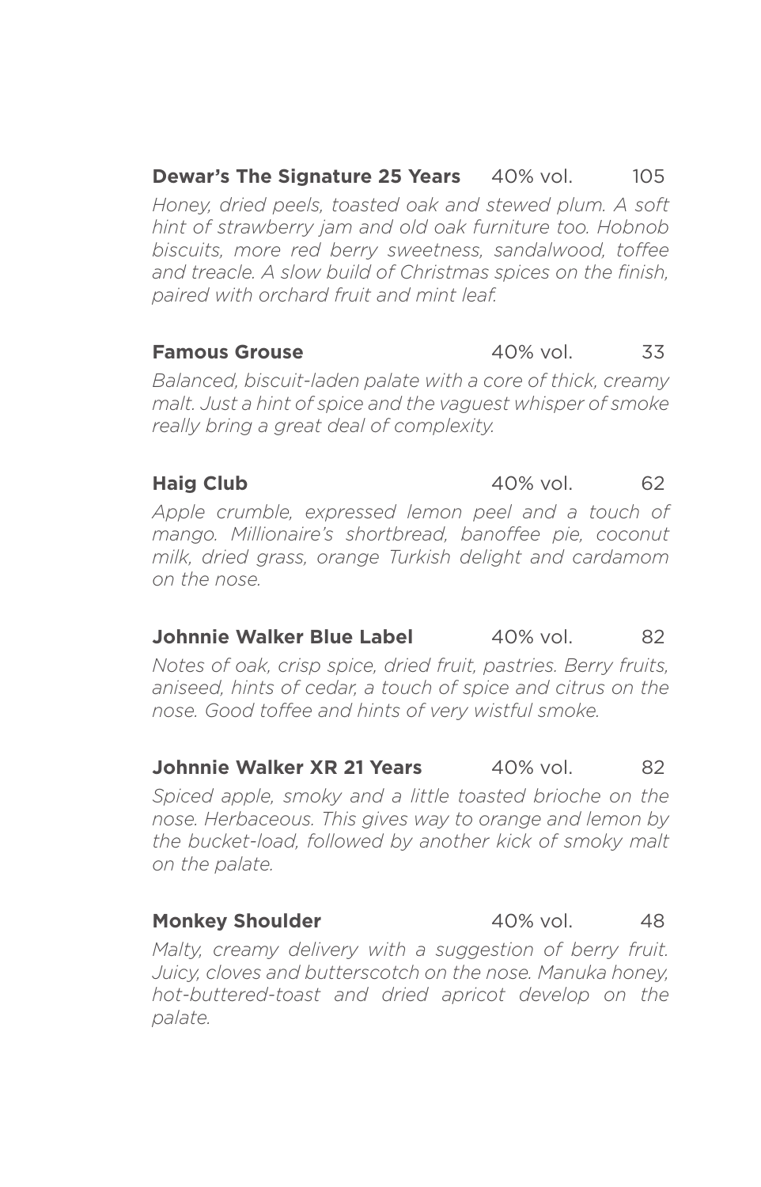**Dewar's The Signature 25 Years** 40% vol. 105

*Honey, dried peels, toasted oak and stewed plum. A soft hint of strawberry jam and old oak furniture too. Hobnob biscuits, more red berry sweetness, sandalwood, toffee and treacle. A slow build of Christmas spices on the finish, paired with orchard fruit and mint leaf.*

**Famous Grouse** 40% vol. 33

*Balanced, biscuit-laden palate with a core of thick, creamy malt. Just a hint of spice and the vaguest whisper of smoke really bring a great deal of complexity.*

**Haig Club** 40% vol. 62

*Apple crumble, expressed lemon peel and a touch of mango. Millionaire's shortbread, banoffee pie, coconut milk, dried grass, orange Turkish delight and cardamom on the nose.*

**Johnnie Walker Blue Label** 40% vol. 82

*Notes of oak, crisp spice, dried fruit, pastries. Berry fruits, aniseed, hints of cedar, a touch of spice and citrus on the nose. Good toffee and hints of very wistful smoke.*

**Johnnie Walker XR 21 Years** 40% vol. 82

*Spiced apple, smoky and a little toasted brioche on the nose. Herbaceous. This gives way to orange and lemon by the bucket-load, followed by another kick of smoky malt on the palate.*

**Monkey Shoulder** 40% vol. 48

*Malty, creamy delivery with a suggestion of berry fruit. Juicy, cloves and butterscotch on the nose. Manuka honey, hot-buttered-toast and dried apricot develop on the palate.*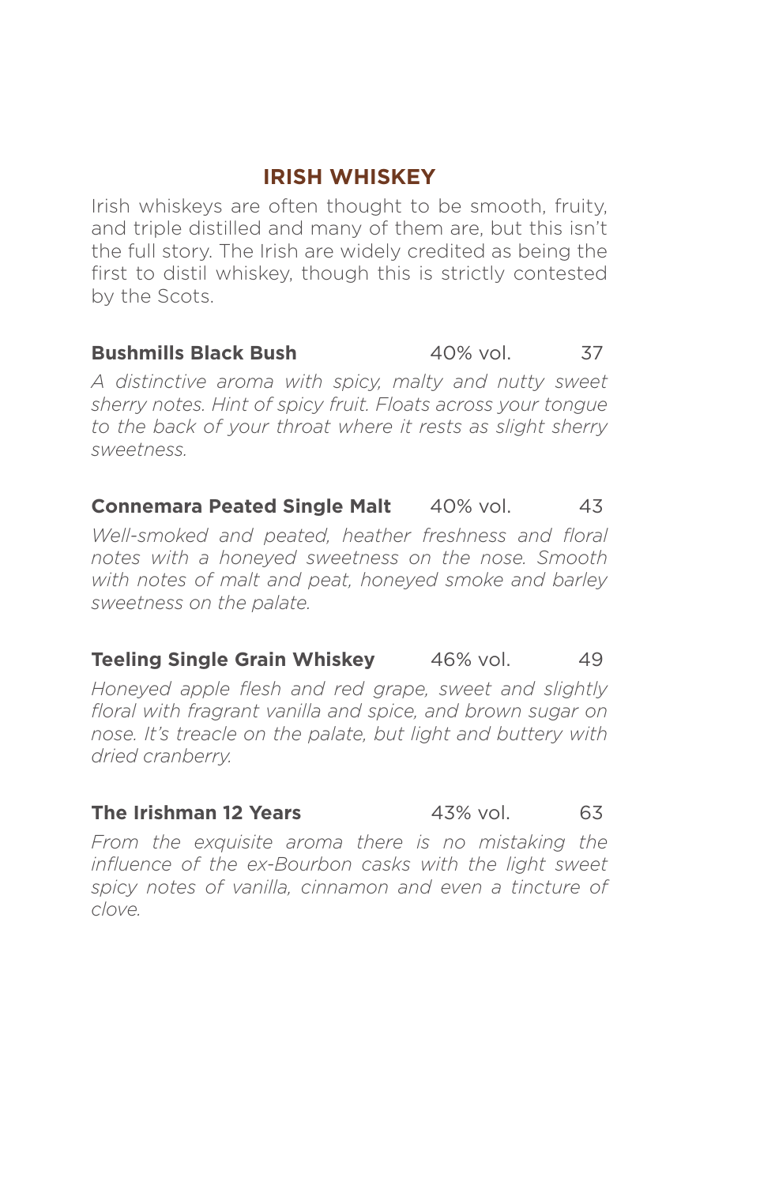## IRISH WHISKEY

Irish whiskeys are often thought to be smooth, fruity, and triple distilled and many of them are, but this isn't the full story. The Irish are widely credited as being the first to distil whiskey, though this is strictly contested by the Scots.

**Bushmills Black Bush** 40% vol. 37

*A distinctive aroma with spicy, malty and nutty sweet sherry notes. Hint of spicy fruit. Floats across your tongue to the back of your throat where it rests as slight sherry sweetness.*

**Connemara Peated Single Malt** 40% vol. 43

*Well-smoked and peated, heather freshness and floral notes with a honeyed sweetness on the nose. Smooth with notes of malt and peat, honeyed smoke and barley sweetness on the palate.*

**Teeling Single Grain Whiskey** 46% vol. 49

*Honeyed apple flesh and red grape, sweet and slightly floral with fragrant vanilla and spice, and brown sugar on nose. It's treacle on the palate, but light and buttery with dried cranberry.*

**The Irishman 12 Years** 43% vol. 63

*From the exquisite aroma there is no mistaking the influence of the ex-Bourbon casks with the light sweet spicy notes of vanilla, cinnamon and even a tincture of clove.*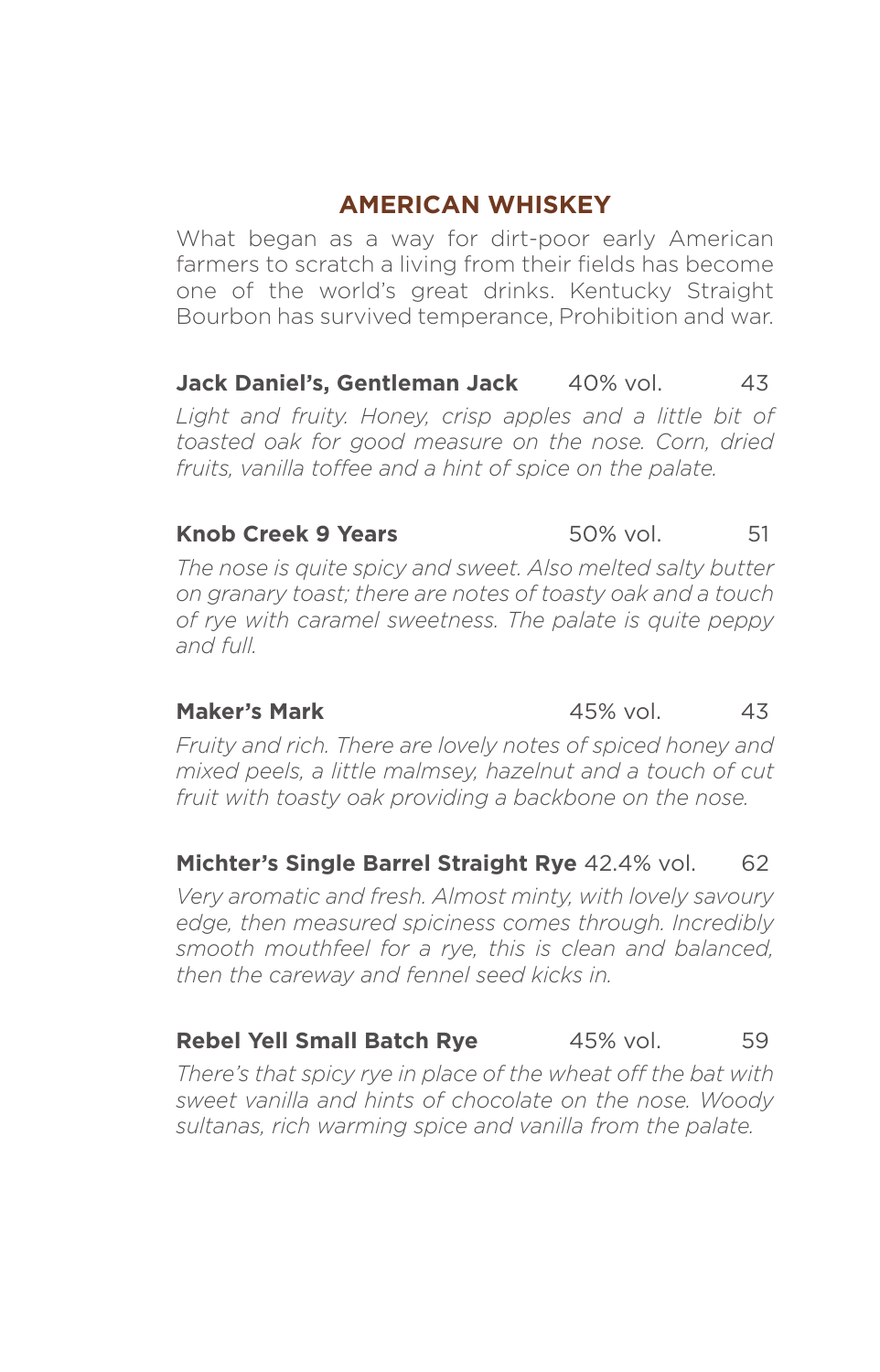## AMERICAN WHISKEY

What began as a way for dirt-poor early American farmers to scratch a living from their fields has become one of the world's great drinks. Kentucky Straight Bourbon has survived temperance, Prohibition and war.

**Jack Daniel's, Gentleman Jack** 40% vol. 43

*Light and fruity. Honey, crisp apples and a little bit of toasted oak for good measure on the nose. Corn, dried fruits, vanilla toffee and a hint of spice on the palate.*

**Knob Creek 9 Years** 50% vol. 51

*The nose is quite spicy and sweet. Also melted salty butter on granary toast; there are notes of toasty oak and a touch of rye with caramel sweetness. The palate is quite peppy and full.*

**Maker's Mark** 45% vol. 43

*Fruity and rich. There are lovely notes of spiced honey and mixed peels, a little malmsey, hazelnut and a touch of cut fruit with toasty oak providing a backbone on the nose.*

**Michter's Single Barrel Straight Rye** 42.4% vol. 62

*Very aromatic and fresh. Almost minty, with lovely savoury edge, then measured spiciness comes through. Incredibly smooth mouthfeel for a rye, this is clean and balanced, then the careway and fennel seed kicks in.*

**Rebel Yell Small Batch Rye** 45% vol. 59

*There's that spicy rye in place of the wheat off the bat with sweet vanilla and hints of chocolate on the nose. Woody sultanas, rich warming spice and vanilla from the palate.*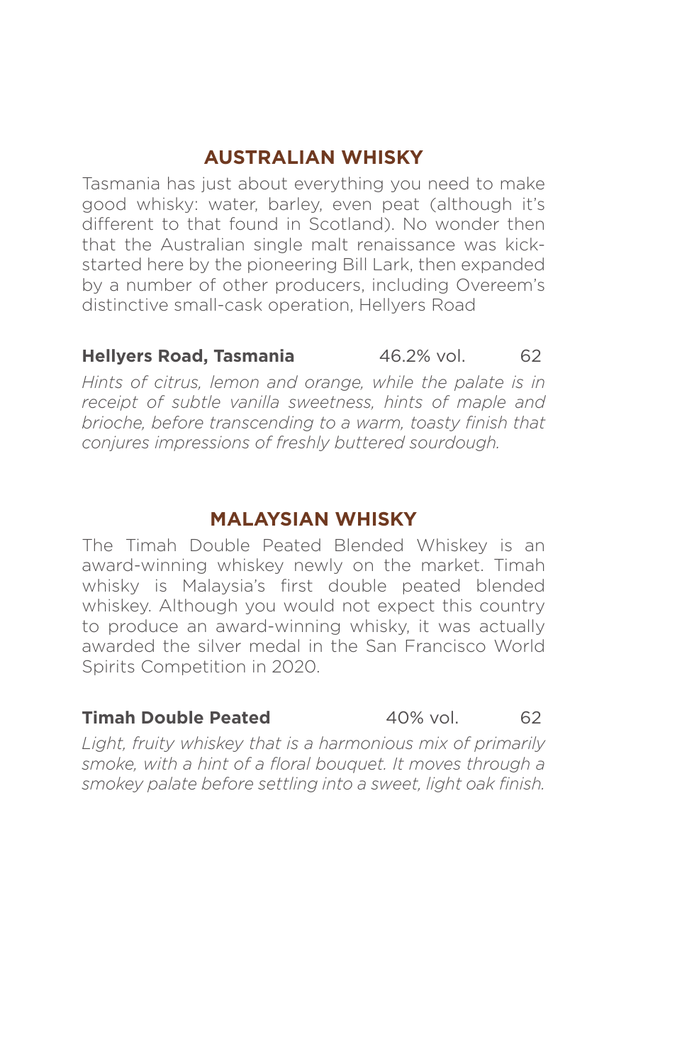## AUSTRALIAN WHISKY

Tasmania has just about everything you need to make good whisky: water, barley, even peat (although it's different to that found in Scotland). No wonder then that the Australian single malt renaissance was kick-started here by the pioneering Bill Lark, then expanded by a number of other producers, including Overeem's distinctive small-cask operation, Hellyers Road

**Hellyers Road, Tasmania** 46.2% vol. 62

*Hints of citrus, lemon and orange, while the palate is in receipt of subtle vanilla sweetness, hints of maple and brioche, before transcending to a warm, toasty finish that conjures impressions of freshly buttered sourdough.*

## MALAYSIAN WHISKY

The Timah Double Peated Blended Whiskey is an award-winning whiskey newly on the market. Timah whisky is Malaysia's first double peated blended whiskey. Although you would not expect this country to produce an award-winning whisky, it was actually awarded the silver medal in the San Francisco World Spirits Competition in 2020.

**Timah Double Peated** 40% vol. 62

*Light, fruity whiskey that is a harmonious mix of primarily smoke, with a hint of a floral bouquet. It moves through a smokey palate before settling into a sweet, light oak finish.*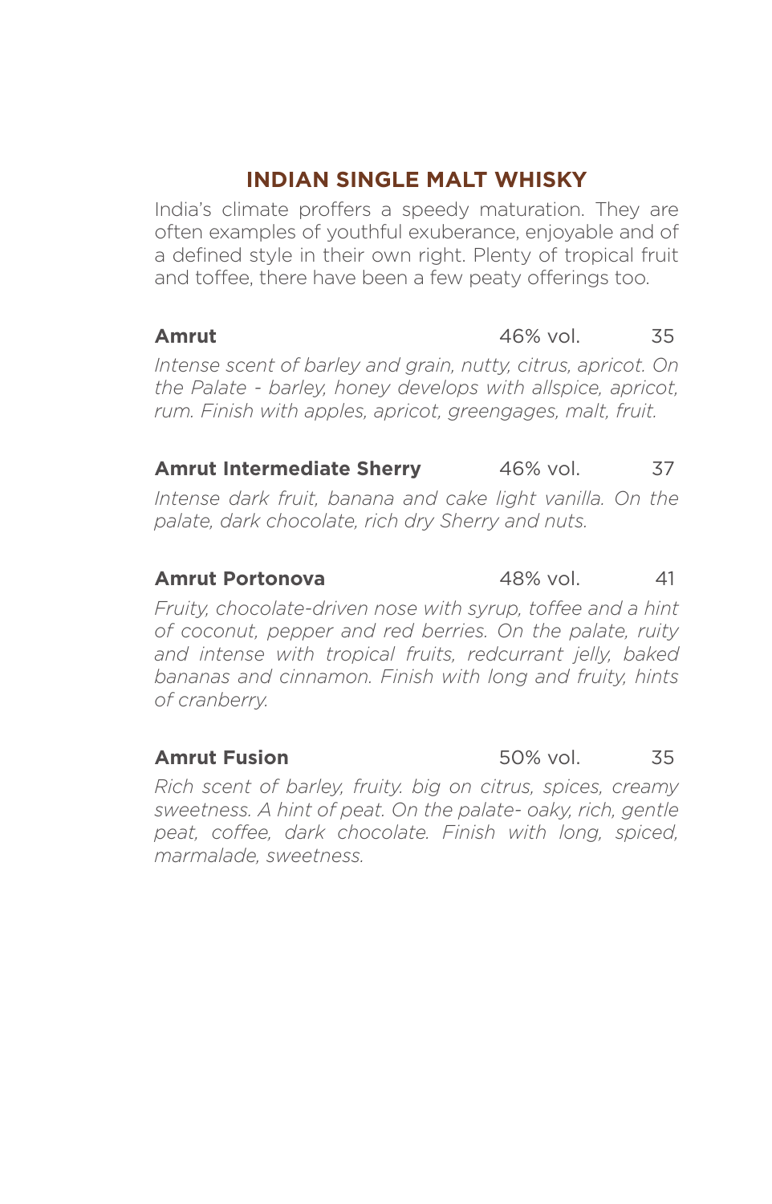## INDIAN SINGLE MALT WHISKY

India's climate proffers a speedy maturation. They are often examples of youthful exuberance, enjoyable and of a defined style in their own right. Plenty of tropical fruit and toffee, there have been a few peaty offerings too.

**Amrut** 46% vol. 35

*Intense scent of barley and grain, nutty, citrus, apricot. On the Palate - barley, honey develops with allspice, apricot, rum. Finish with apples, apricot, greengages, malt, fruit.*

**Amrut Intermediate Sherry** 46% vol. 37

*Intense dark fruit, banana and cake light vanilla. On the palate, dark chocolate, rich dry Sherry and nuts.*

**Amrut Portonova** 48% vol. 41

*Fruity, chocolate-driven nose with syrup, toffee and a hint of coconut, pepper and red berries. On the palate, ruity and intense with tropical fruits, redcurrant jelly, baked bananas and cinnamon. Finish with long and fruity, hints of cranberry.*

**Amrut Fusion** 50% vol. 35

*Rich scent of barley, fruity. big on citrus, spices, creamy sweetness. A hint of peat. On the palate- oaky, rich, gentle peat, coffee, dark chocolate. Finish with long, spiced, marmalade, sweetness.*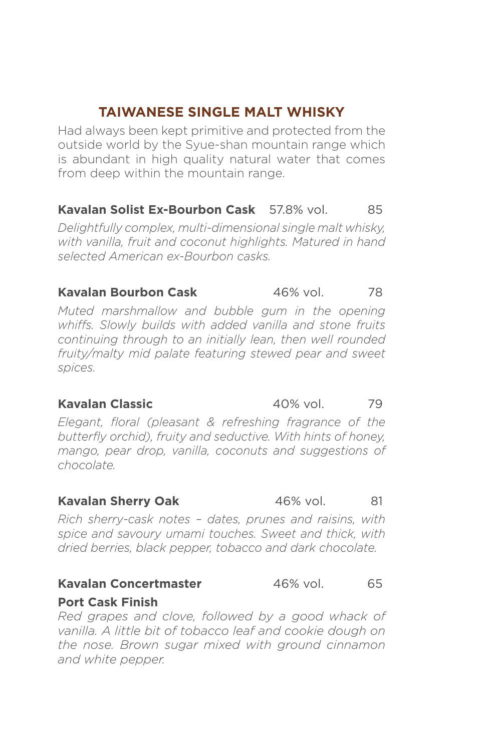## TAIWANESE SINGLE MALT WHISKY

Had always been kept primitive and protected from the outside world by the Syue-shan mountain range which is abundant in high quality natural water that comes from deep within the mountain range.

**Kavalan Solist Ex-Bourbon Cask** 57.8% vol. 85

*Delightfully complex, multi-dimensional single malt whisky, with vanilla, fruit and coconut highlights. Matured in hand selected American ex-Bourbon casks.*

**Kavalan Bourbon Cask** 46% vol. 78

*Muted marshmallow and bubble gum in the opening whiffs. Slowly builds with added vanilla and stone fruits continuing through to an initially lean, then well rounded fruity/malty mid palate featuring stewed pear and sweet spices.*

**Kavalan Classic** 40% vol. 79

*Elegant, floral (pleasant & refreshing fragrance of the butterfly orchid), fruity and seductive. With hints of honey, mango, pear drop, vanilla, coconuts and suggestions of chocolate.*

**Kavalan Sherry Oak** 46% vol. 81

*Rich sherry-cask notes – dates, prunes and raisins, with spice and savoury umami touches. Sweet and thick, with dried berries, black pepper, tobacco and dark chocolate.*

**Kavalan Concertmaster Port Cask Finish** 46% vol. 65

*Red grapes and clove, followed by a good whack of vanilla. A little bit of tobacco leaf and cookie dough on the nose. Brown sugar mixed with ground cinnamon and white pepper.*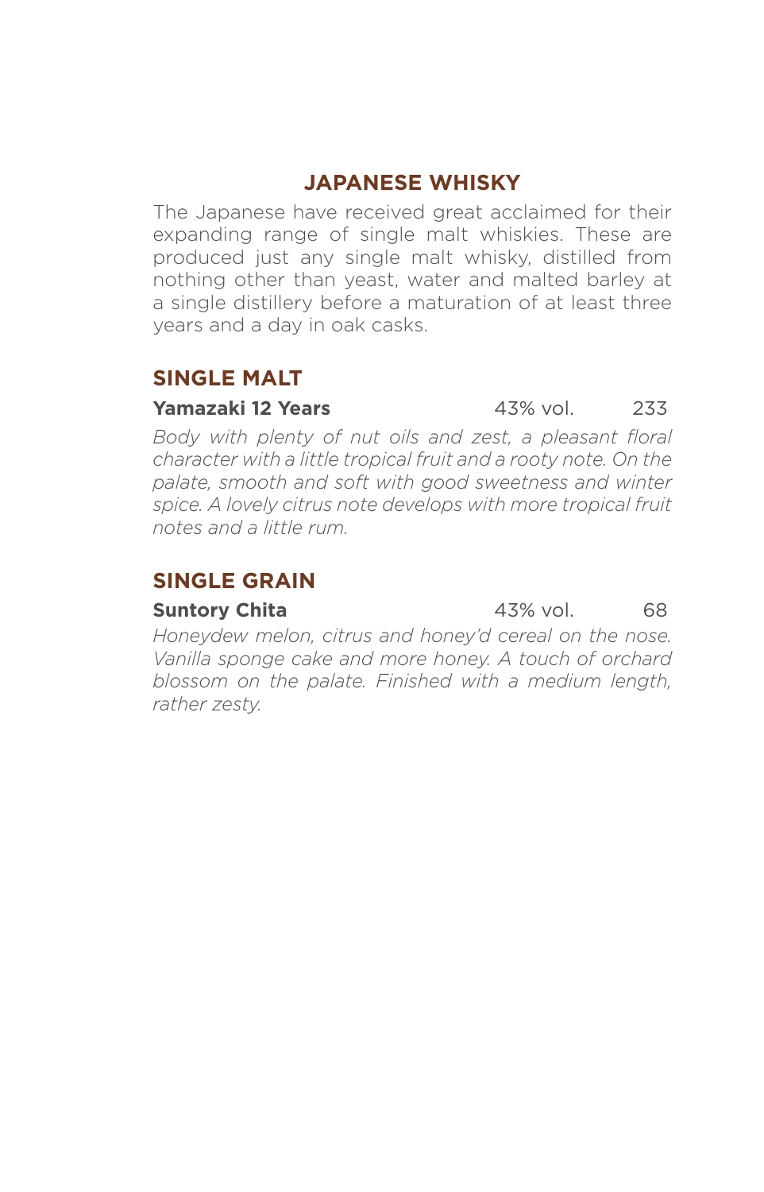# JAPANESE WHISKY

The Japanese have received great acclaimed for their expanding range of single malt whiskies. These are produced just any single malt whisky, distilled from nothing other than yeast, water and malted barley at a single distillery before a maturation of at least three years and a day in oak casks.

## SINGLE MALT

**Yamazaki 12 Years** 43% vol. 233

*Body with plenty of nut oils and zest, a pleasant floral character with a little tropical fruit and a rooty note. On the palate, smooth and soft with good sweetness and winter spice. A lovely citrus note develops with more tropical fruit notes and a little rum.*

## SINGLE GRAIN

**Suntory Chita** 43% vol. 68

*Honeydew melon, citrus and honey'd cereal on the nose. Vanilla sponge cake and more honey. A touch of orchard blossom on the palate. Finished with a medium length, rather zesty.*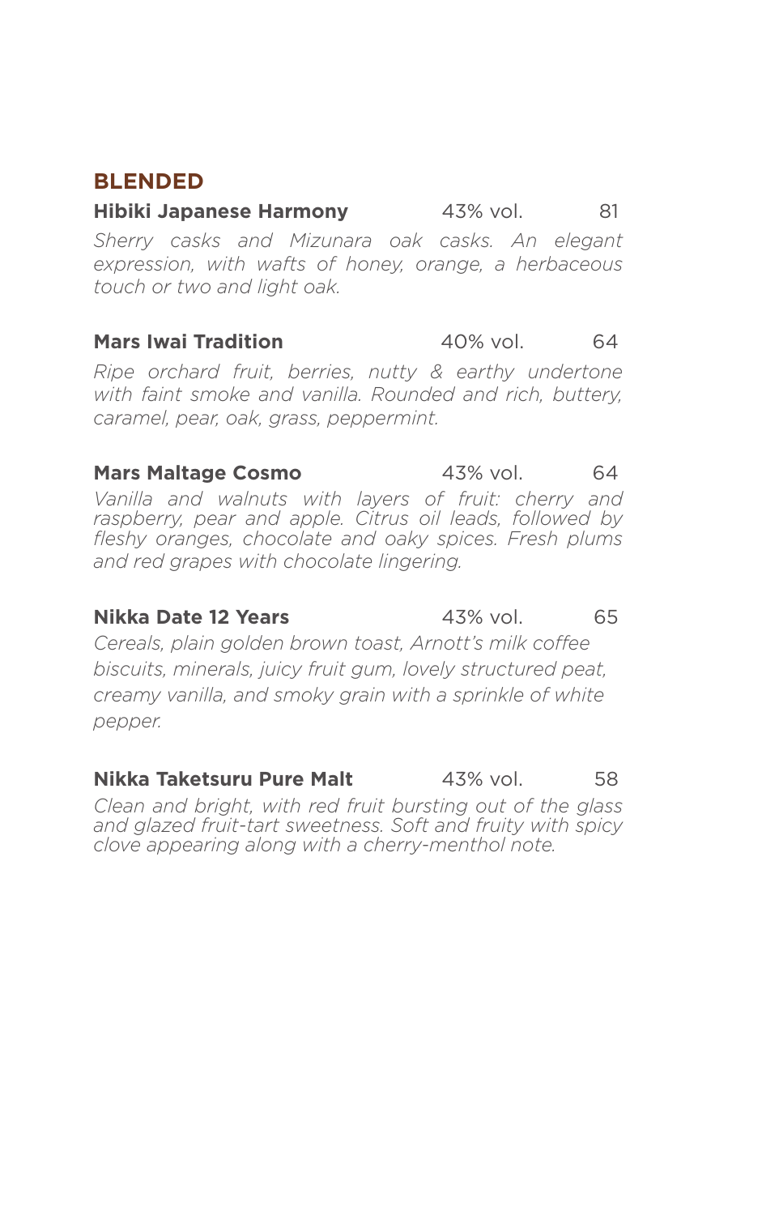## BLENDED

**Hibiki Japanese Harmony** 43% vol. 81

*Sherry casks and Mizunara oak casks. An elegant expression, with wafts of honey, orange, a herbaceous touch or two and light oak.*

**Mars Iwai Tradition** 40% vol. 64

*Ripe orchard fruit, berries, nutty & earthy undertone with faint smoke and vanilla. Rounded and rich, buttery, caramel, pear, oak, grass, peppermint.*

**Mars Maltage Cosmo** 43% vol. 64

*Vanilla and walnuts with layers of fruit: cherry and raspberry, pear and apple. Citrus oil leads, followed by fleshy oranges, chocolate and oaky spices. Fresh plums and red grapes with chocolate lingering.*

**Nikka Date 12 Years** 43% vol. 65

*Cereals, plain golden brown toast, Arnott's milk coffee biscuits, minerals, juicy fruit gum, lovely structured peat, creamy vanilla, and smoky grain with a sprinkle of white pepper.*

**Nikka Taketsuru Pure Malt** 43% vol. 58

*Clean and bright, with red fruit bursting out of the glass and glazed fruit-tart sweetness. Soft and fruity with spicy clove appearing along with a cherry-menthol note.*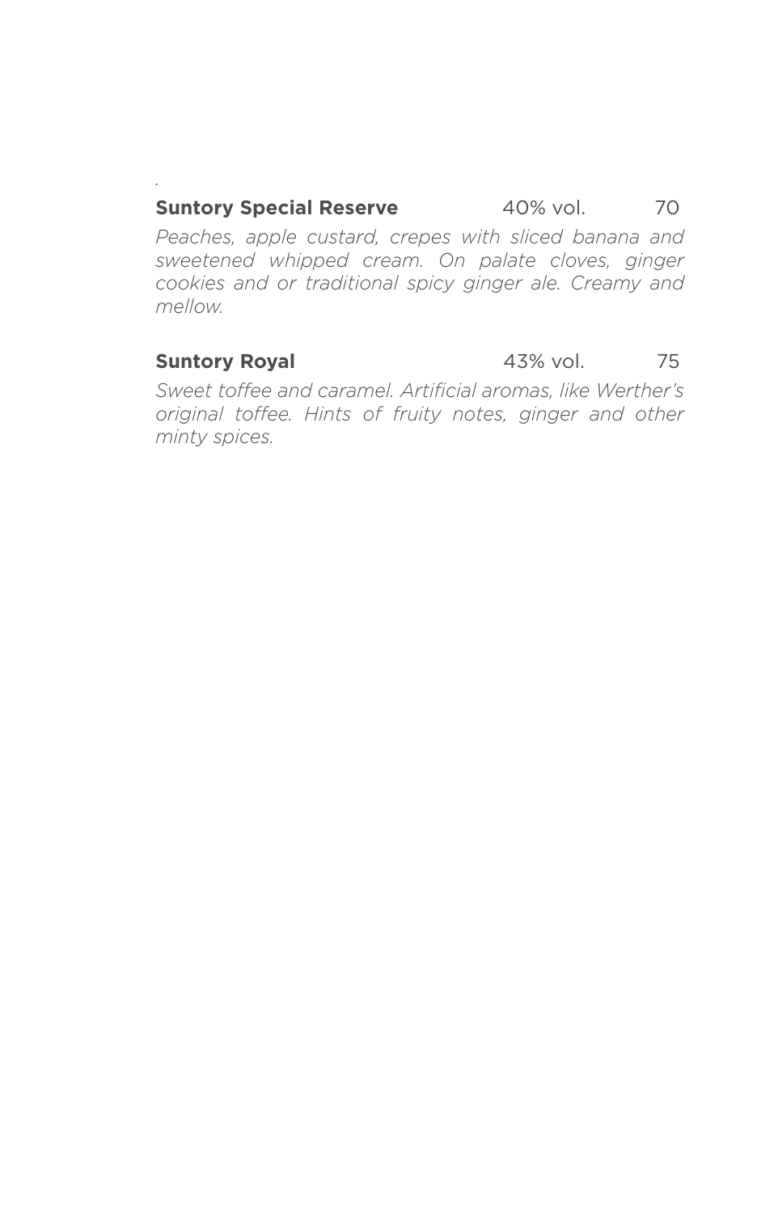**Suntory Special Reserve** 40% vol. 70

*Peaches, apple custard, crepes with sliced banana and sweetened whipped cream. On palate cloves, ginger cookies and or traditional spicy ginger ale. Creamy and mellow.*

**Suntory Royal** 43% vol. 75

*Sweet toffee and caramel. Artificial aromas, like Werther's original toffee. Hints of fruity notes, ginger and other minty spices.*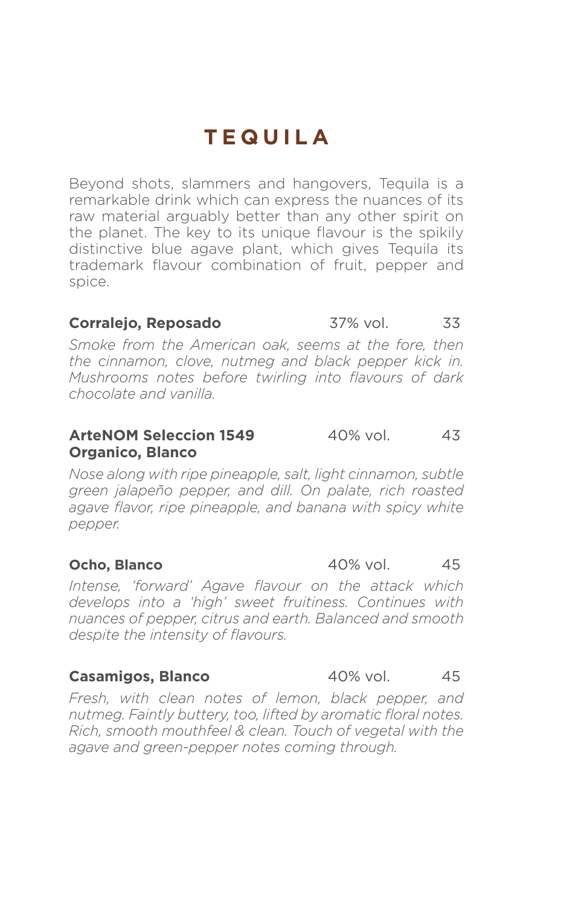# TEQUILA

Beyond shots, slammers and hangovers, Tequila is a remarkable drink which can express the nuances of its raw material arguably better than any other spirit on the planet. The key to its unique flavour is the spikily distinctive blue agave plant, which gives Tequila its trademark flavour combination of fruit, pepper and spice.

**Corralejo, Reposado** 37% vol. 33

*Smoke from the American oak, seems at the fore, then the cinnamon, clove, nutmeg and black pepper kick in. Mushrooms notes before twirling into flavours of dark chocolate and vanilla.*

**ArteNOM Seleccion 1549 Organico, Blanco** 40% vol. 43

*Nose along with ripe pineapple, salt, light cinnamon, subtle green jalapeño pepper, and dill. On palate, rich roasted agave flavor, ripe pineapple, and banana with spicy white pepper.*

**Ocho, Blanco** 40% vol. 45

*Intense, 'forward' Agave flavour on the attack which develops into a 'high' sweet fruitiness. Continues with nuances of pepper, citrus and earth. Balanced and smooth despite the intensity of flavours.*

**Casamigos, Blanco** 40% vol. 45

*Fresh, with clean notes of lemon, black pepper, and nutmeg. Faintly buttery, too, lifted by aromatic floral notes. Rich, smooth mouthfeel & clean. Touch of vegetal with the agave and green-pepper notes coming through.*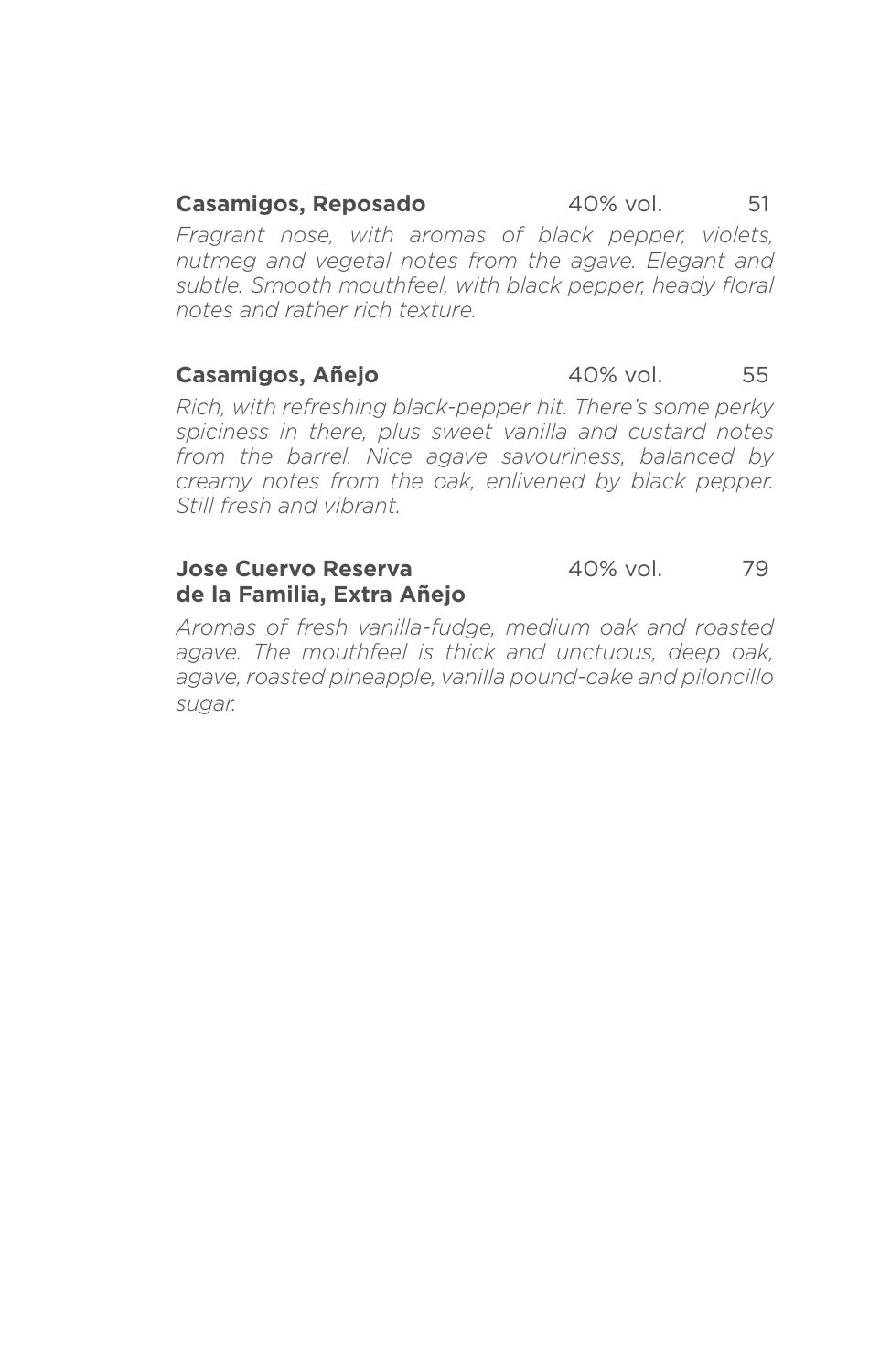**Casamigos, Reposado** 40% vol. 51

*Fragrant nose, with aromas of black pepper, violets, nutmeg and vegetal notes from the agave. Elegant and subtle. Smooth mouthfeel, with black pepper, heady floral notes and rather rich texture.*

**Casamigos, Añejo** 40% vol. 55

*Rich, with refreshing black-pepper hit. There's some perky spiciness in there, plus sweet vanilla and custard notes from the barrel. Nice agave savouriness, balanced by creamy notes from the oak, enlivened by black pepper. Still fresh and vibrant.*

**Jose Cuervo Reserva de la Familia, Extra Añejo** 40% vol. 79

*Aromas of fresh vanilla-fudge, medium oak and roasted agave. The mouthfeel is thick and unctuous, deep oak, agave, roasted pineapple, vanilla pound-cake and piloncillo sugar.*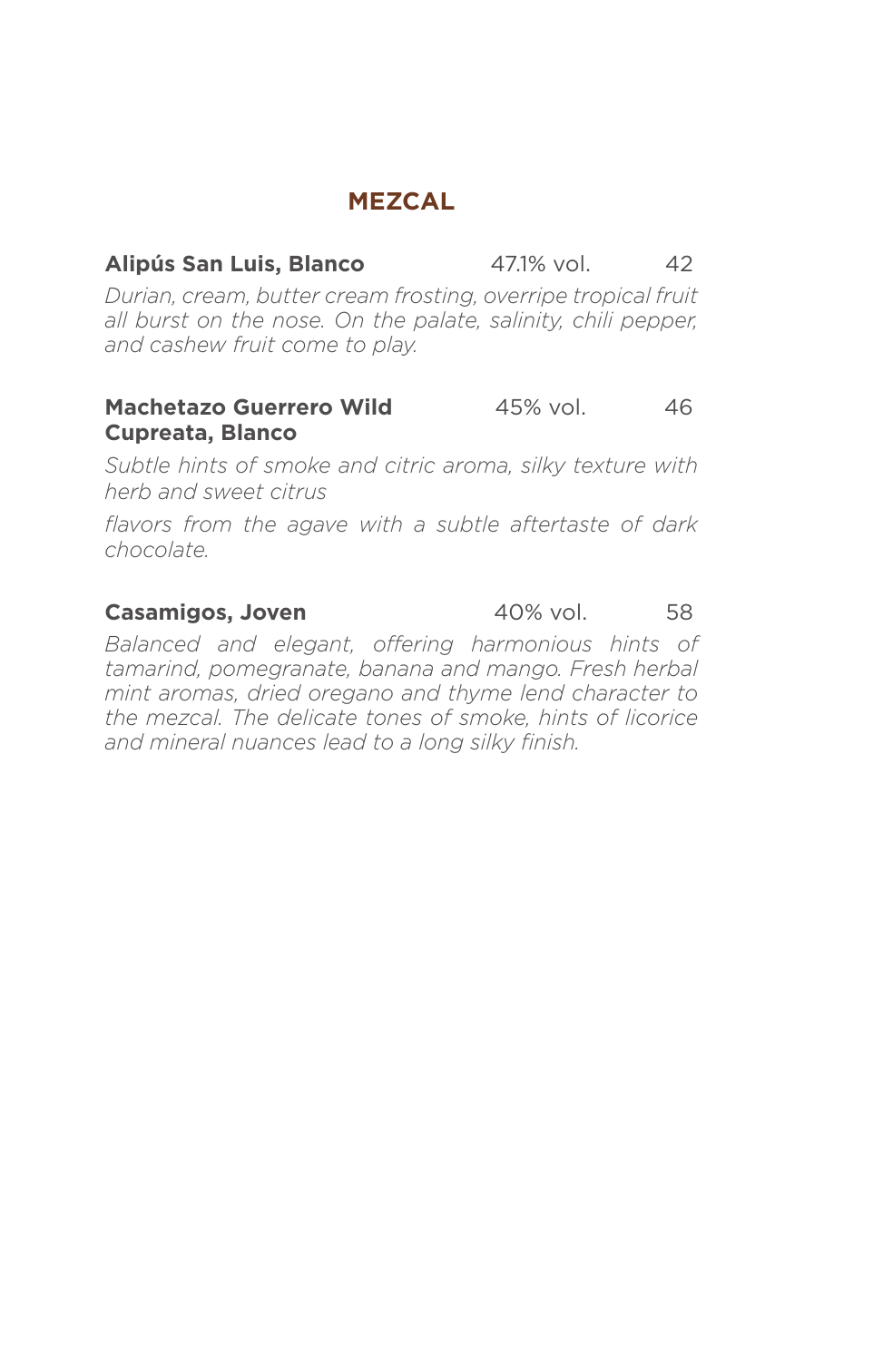# MEZCAL

**Alipús San Luis, Blanco** 47.1% vol. 42

*Durian, cream, butter cream frosting, overripe tropical fruit all burst on the nose. On the palate, salinity, chili pepper, and cashew fruit come to play.*

**Machetazo Guerrero Wild Cupreata, Blanco** 45% vol. 46

*Subtle hints of smoke and citric aroma, silky texture with herb and sweet citrus*

*flavors from the agave with a subtle aftertaste of dark chocolate.*

**Casamigos, Joven** 40% vol. 58

*Balanced and elegant, offering harmonious hints of tamarind, pomegranate, banana and mango. Fresh herbal mint aromas, dried oregano and thyme lend character to the mezcal. The delicate tones of smoke, hints of licorice and mineral nuances lead to a long silky finish.*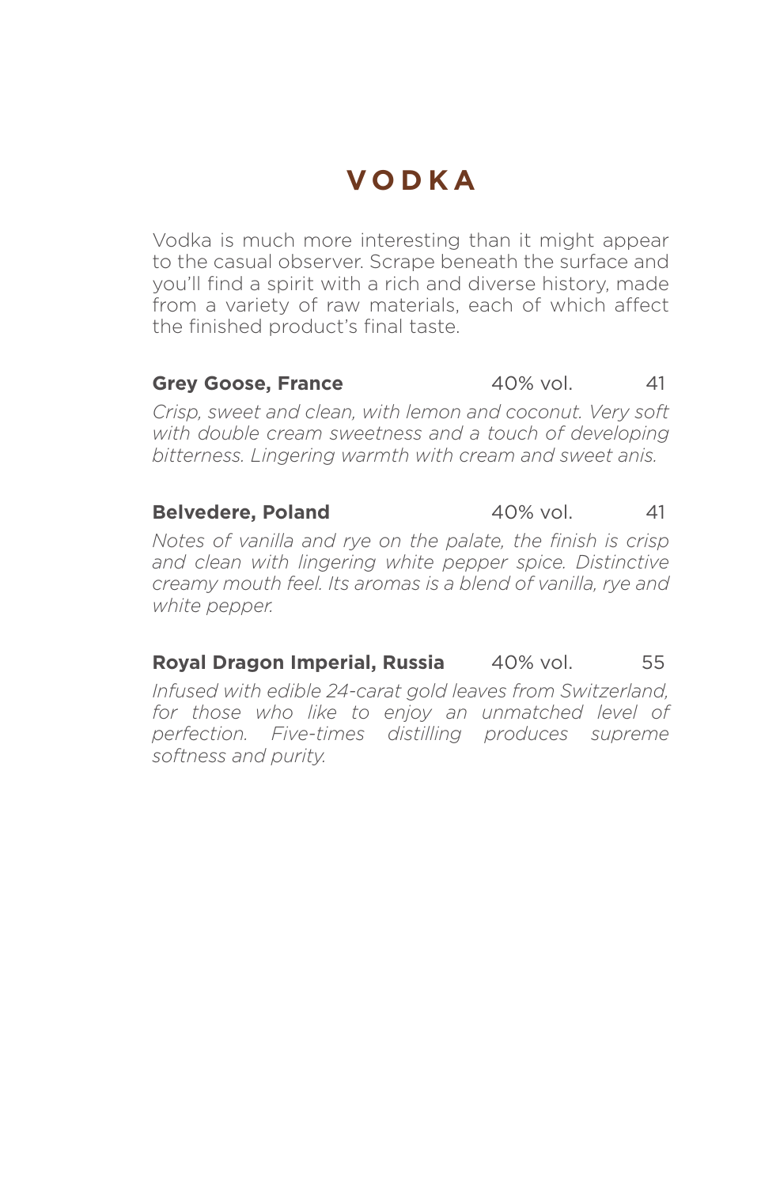# VODKA

Vodka is much more interesting than it might appear to the casual observer. Scrape beneath the surface and you'll find a spirit with a rich and diverse history, made from a variety of raw materials, each of which affect the finished product's final taste.

**Grey Goose, France** 40% vol. 41

*Crisp, sweet and clean, with lemon and coconut. Very soft with double cream sweetness and a touch of developing bitterness. Lingering warmth with cream and sweet anis.*

**Belvedere, Poland** 40% vol. 41

*Notes of vanilla and rye on the palate, the finish is crisp and clean with lingering white pepper spice. Distinctive creamy mouth feel. Its aromas is a blend of vanilla, rye and white pepper.*

**Royal Dragon Imperial, Russia** 40% vol. 55

*Infused with edible 24-carat gold leaves from Switzerland, for those who like to enjoy an unmatched level of perfection. Five-times distilling produces supreme softness and purity.*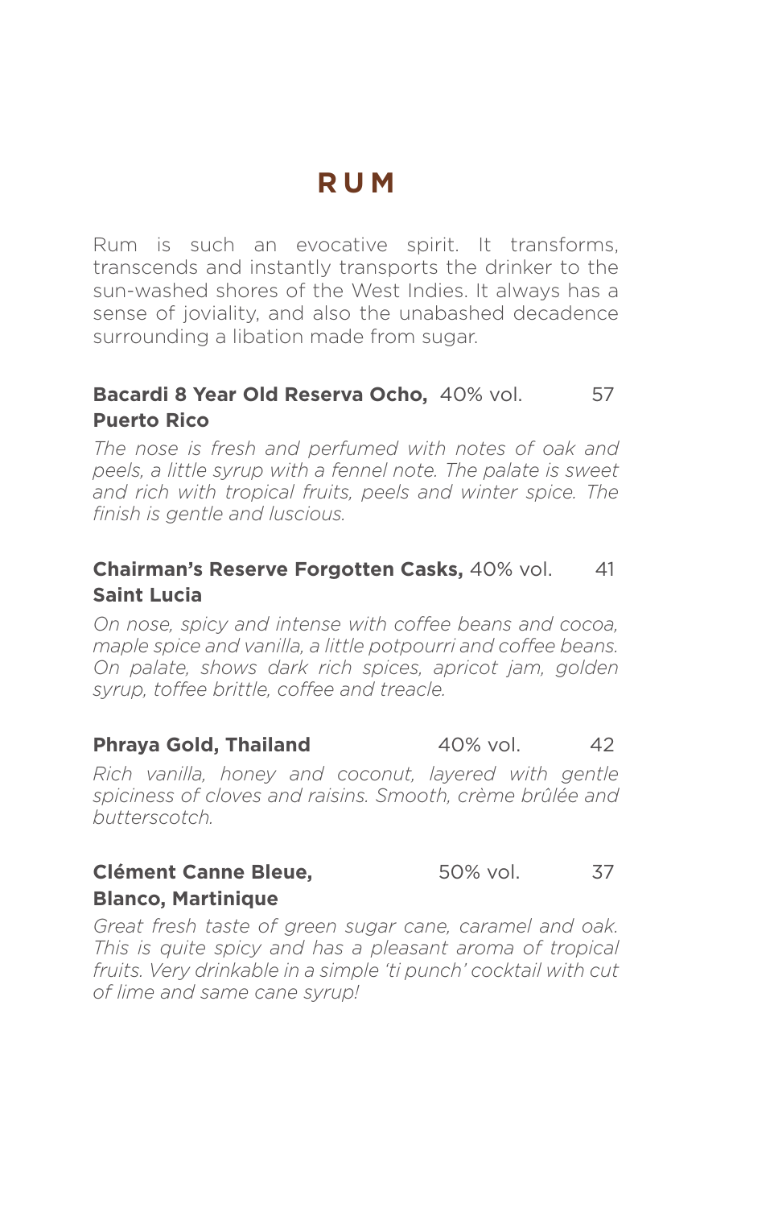# RUM

Rum is such an evocative spirit. It transforms, transcends and instantly transports the drinker to the sun-washed shores of the West Indies. It always has a sense of joviality, and also the unabashed decadence surrounding a libation made from sugar.

**Bacardi 8 Year Old Reserva Ocho,** 40% vol. 57
**Puerto Rico**

*The nose is fresh and perfumed with notes of oak and peels, a little syrup with a fennel note. The palate is sweet and rich with tropical fruits, peels and winter spice. The finish is gentle and luscious.*

**Chairman's Reserve Forgotten Casks,** 40% vol. 41
**Saint Lucia**

*On nose, spicy and intense with coffee beans and cocoa, maple spice and vanilla, a little potpourri and coffee beans. On palate, shows dark rich spices, apricot jam, golden syrup, toffee brittle, coffee and treacle.*

**Phraya Gold, Thailand** 40% vol. 42

*Rich vanilla, honey and coconut, layered with gentle spiciness of cloves and raisins. Smooth, crème brûlée and butterscotch.*

**Clément Canne Bleue,** 50% vol. 37
**Blanco, Martinique**

*Great fresh taste of green sugar cane, caramel and oak. This is quite spicy and has a pleasant aroma of tropical fruits. Very drinkable in a simple 'ti punch' cocktail with cut of lime and same cane syrup!*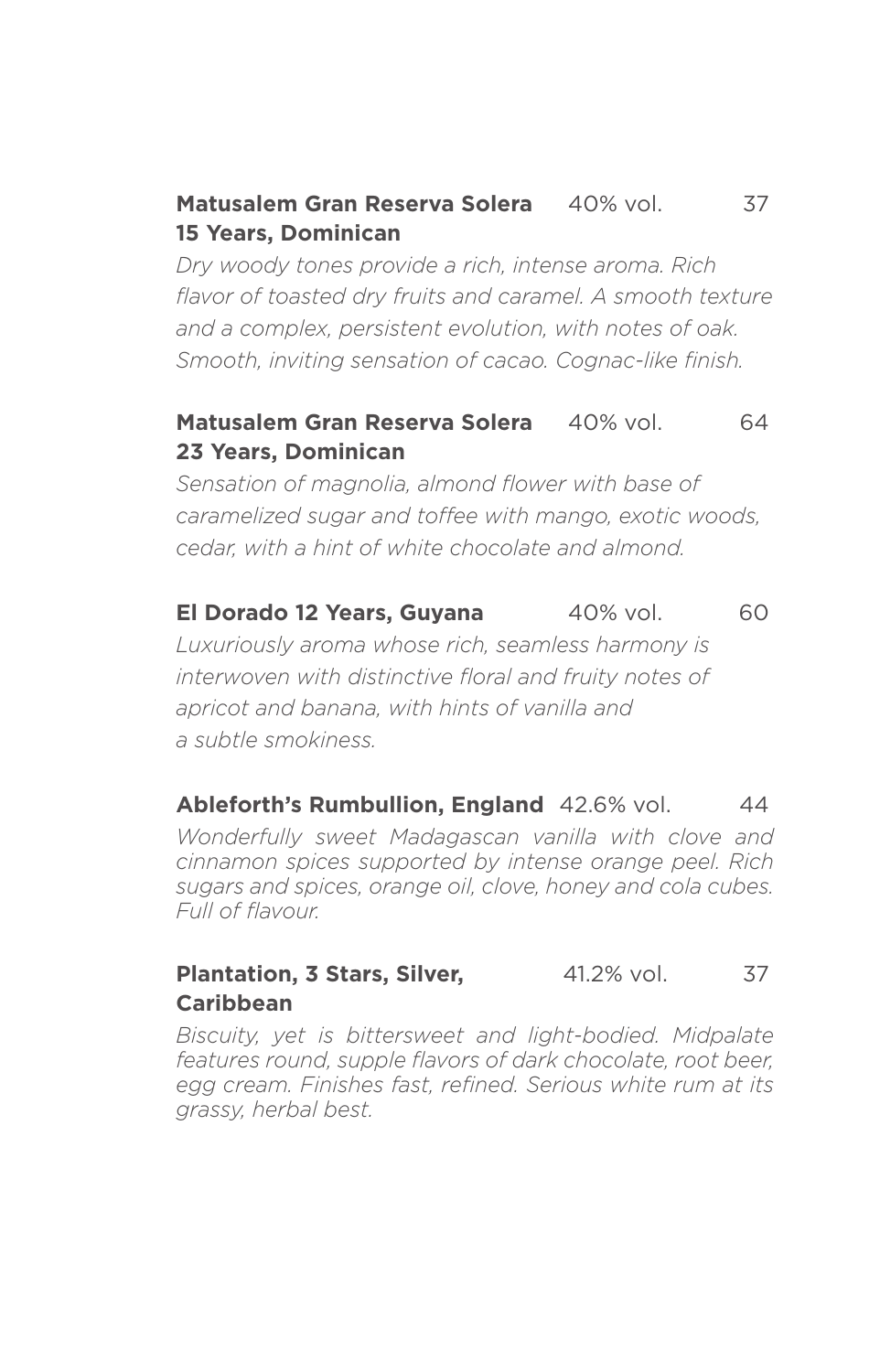**Matusalem Gran Reserva Solera 15 Years, Dominican** 40% vol. 37

*Dry woody tones provide a rich, intense aroma. Rich flavor of toasted dry fruits and caramel. A smooth texture and a complex, persistent evolution, with notes of oak. Smooth, inviting sensation of cacao. Cognac-like finish.*

**Matusalem Gran Reserva Solera 23 Years, Dominican** 40% vol. 64

*Sensation of magnolia, almond flower with base of caramelized sugar and toffee with mango, exotic woods, cedar, with a hint of white chocolate and almond.*

**El Dorado 12 Years, Guyana** 40% vol. 60

*Luxuriously aroma whose rich, seamless harmony is interwoven with distinctive floral and fruity notes of apricot and banana, with hints of vanilla and a subtle smokiness.*

**Ableforth's Rumbullion, England** 42.6% vol. 44

*Wonderfully sweet Madagascan vanilla with clove and cinnamon spices supported by intense orange peel. Rich sugars and spices, orange oil, clove, honey and cola cubes. Full of flavour.*

**Plantation, 3 Stars, Silver, Caribbean** 41.2% vol. 37

*Biscuity, yet is bittersweet and light-bodied. Midpalate features round, supple flavors of dark chocolate, root beer, egg cream. Finishes fast, refined. Serious white rum at its grassy, herbal best.*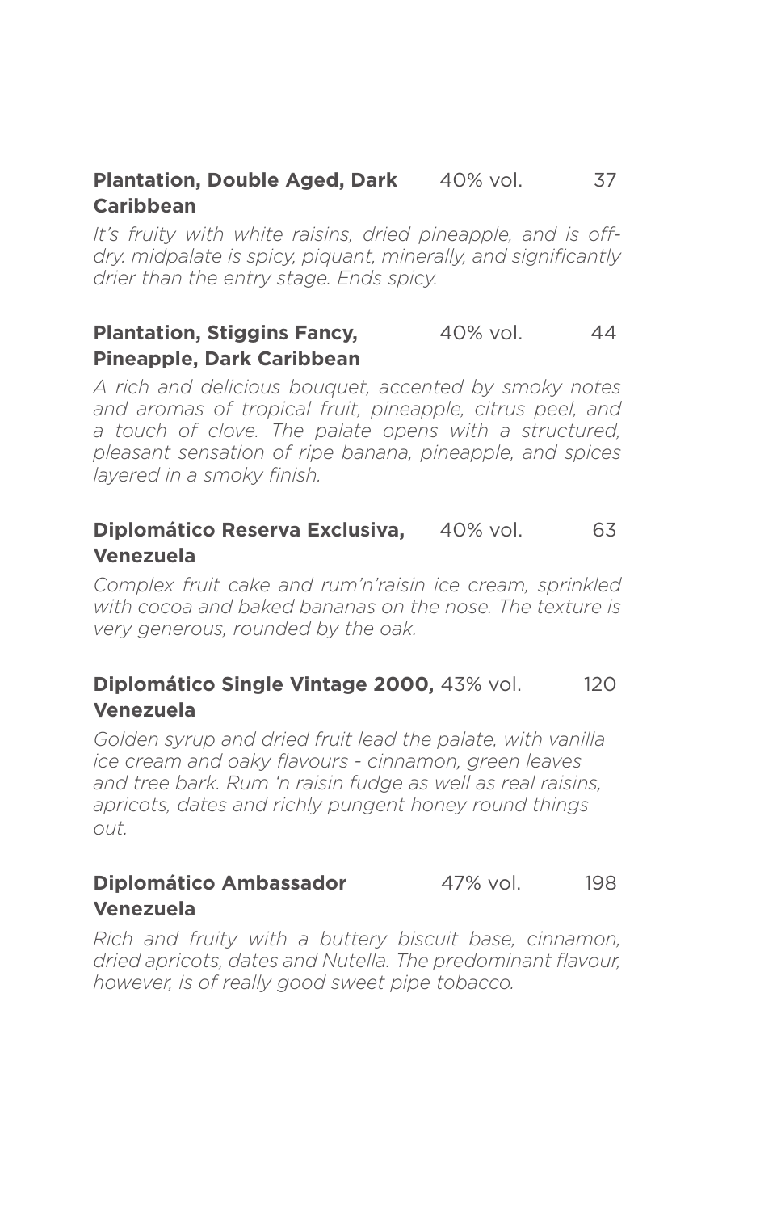**Plantation, Double Aged, Dark Caribbean** 40% vol. 37

*It's fruity with white raisins, dried pineapple, and is off-dry. midpalate is spicy, piquant, minerally, and significantly drier than the entry stage. Ends spicy.*

**Plantation, Stiggins Fancy, Pineapple, Dark Caribbean** 40% vol. 44

*A rich and delicious bouquet, accented by smoky notes and aromas of tropical fruit, pineapple, citrus peel, and a touch of clove. The palate opens with a structured, pleasant sensation of ripe banana, pineapple, and spices layered in a smoky finish.*

**Diplomático Reserva Exclusiva, Venezuela** 40% vol. 63

*Complex fruit cake and rum'n'raisin ice cream, sprinkled with cocoa and baked bananas on the nose. The texture is very generous, rounded by the oak.*

**Diplomático Single Vintage 2000, Venezuela** 43% vol. 120

*Golden syrup and dried fruit lead the palate, with vanilla ice cream and oaky flavours - cinnamon, green leaves and tree bark. Rum 'n raisin fudge as well as real raisins, apricots, dates and richly pungent honey round things out.*

**Diplomático Ambassador Venezuela** 47% vol. 198

*Rich and fruity with a buttery biscuit base, cinnamon, dried apricots, dates and Nutella. The predominant flavour, however, is of really good sweet pipe tobacco.*